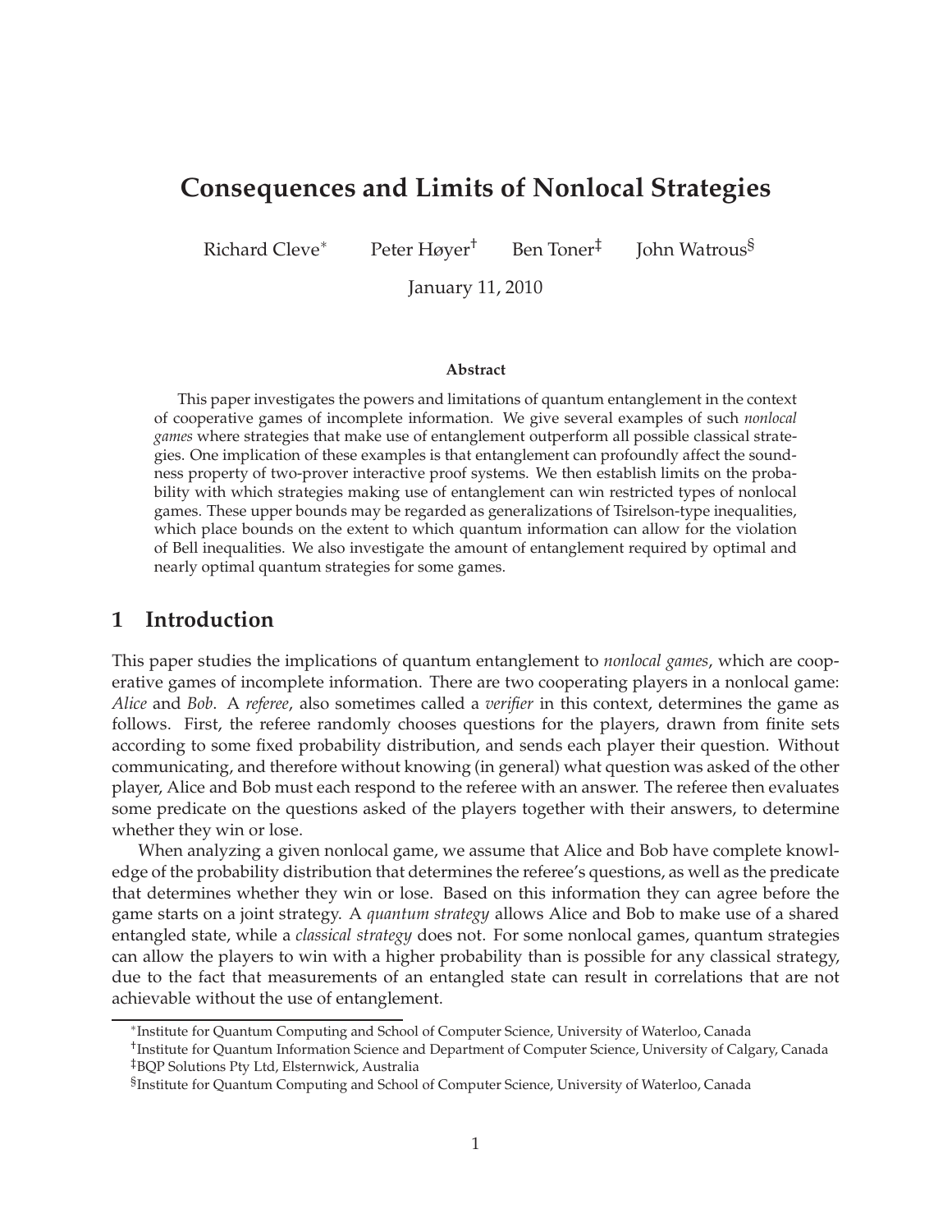# Consequences and Limits of Nonlocal Strategies

Richard Cleve[*] Peter Høyer[†] Ben Toner[‡] John Watrous[§]

January 11, 2010

### Abstract

This paper investigates the powers and limitations of quantum entanglement in the context of cooperative games of incomplete information. We give several examples of such *nonlocal games* where strategies that make use of entanglement outperform all possible classical strategies. One implication of these examples is that entanglement can profoundly affect the soundness property of two-prover interactive proof systems. We then establish limits on the probability with which strategies making use of entanglement can win restricted types of nonlocal games. These upper bounds may be regarded as generalizations of Tsirelson-type inequalities, which place bounds on the extent to which quantum information can allow for the violation of Bell inequalities. We also investigate the amount of entanglement required by optimal and nearly optimal quantum strategies for some games.

## 1 Introduction

This paper studies the implications of quantum entanglement to *nonlocal games*, which are cooperative games of incomplete information. There are two cooperating players in a nonlocal game: *Alice* and *Bob*. A *referee*, also sometimes called a *verifier* in this context, determines the game as follows. First, the referee randomly chooses questions for the players, drawn from finite sets according to some fixed probability distribution, and sends each player their question. Without communicating, and therefore without knowing (in general) what question was asked of the other player, Alice and Bob must each respond to the referee with an answer. The referee then evaluates some predicate on the questions asked of the players together with their answers, to determine whether they win or lose.

When analyzing a given nonlocal game, we assume that Alice and Bob have complete knowledge of the probability distribution that determines the referee's questions, as well as the predicate that determines whether they win or lose. Based on this information they can agree before the game starts on a joint strategy. A *quantum strategy* allows Alice and Bob to make use of a shared entangled state, while a *classical strategy* does not. For some nonlocal games, quantum strategies can allow the players to win with a higher probability than is possible for any classical strategy, due to the fact that measurements of an entangled state can result in correlations that are not achievable without the use of entanglement.

[*] Institute for Quantum Computing and School of Computer Science, University of Waterloo, Canada

[†] Institute for Quantum Information Science and Department of Computer Science, University of Calgary, Canada

[‡] BQP Solutions Pty Ltd, Elsternwick, Australia

[§] Institute for Quantum Computing and School of Computer Science, University of Waterloo, Canada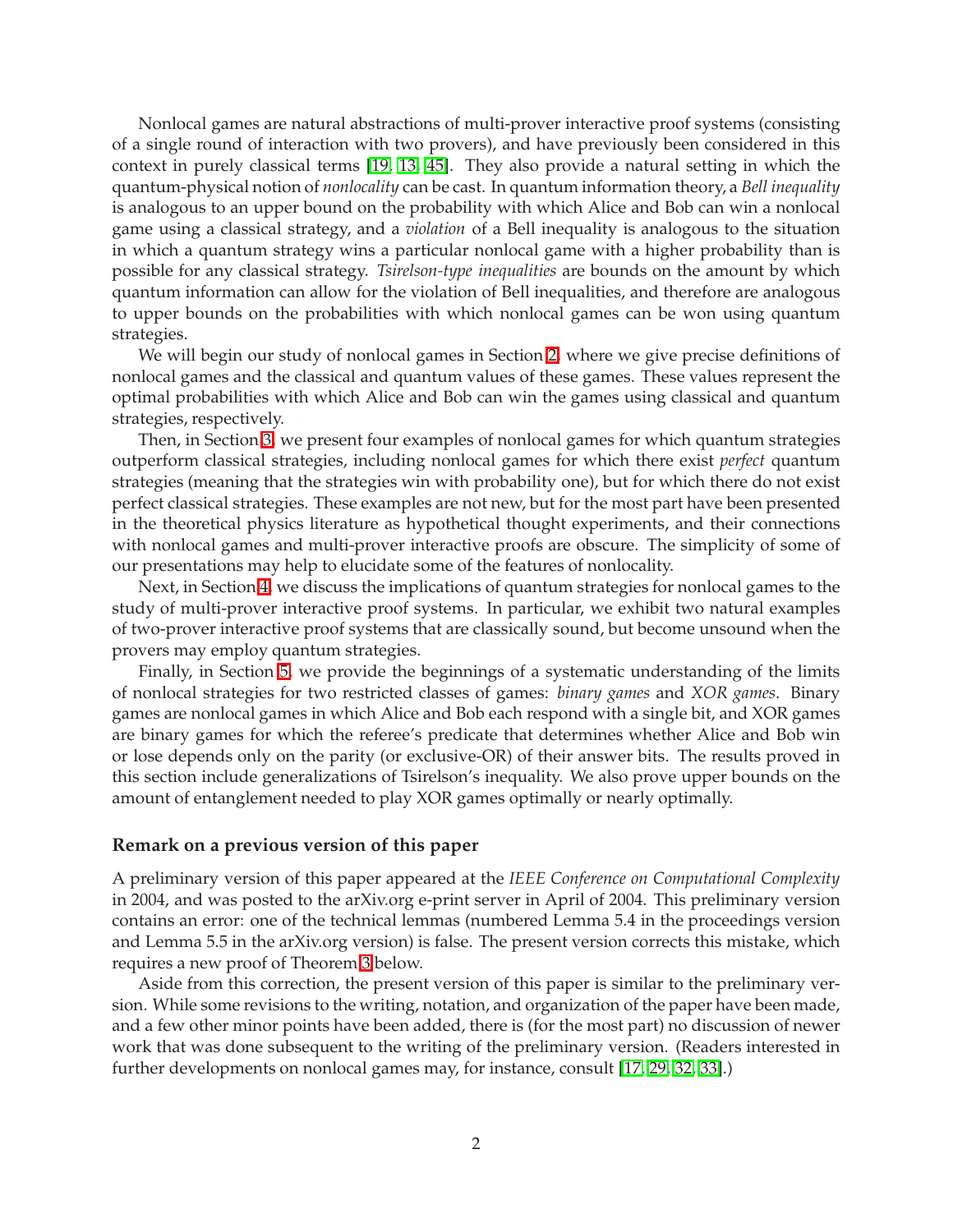Nonlocal games are natural abstractions of multi-prover interactive proof systems (consisting of a single round of interaction with two provers), and have previously been considered in this context in purely classical terms [19, 13, 45]. They also provide a natural setting in which the quantum-physical notion of *nonlocality* can be cast. In quantum information theory, a *Bell inequality* is analogous to an upper bound on the probability with which Alice and Bob can win a nonlocal game using a classical strategy, and a *violation* of a Bell inequality is analogous to the situation in which a quantum strategy wins a particular nonlocal game with a higher probability than is possible for any classical strategy. *Tsirelson-type inequalities* are bounds on the amount by which quantum information can allow for the violation of Bell inequalities, and therefore are analogous to upper bounds on the probabilities with which nonlocal games can be won using quantum strategies.

We will begin our study of nonlocal games in Section 2, where we give precise definitions of nonlocal games and the classical and quantum values of these games. These values represent the optimal probabilities with which Alice and Bob can win the games using classical and quantum strategies, respectively.

Then, in Section 3, we present four examples of nonlocal games for which quantum strategies outperform classical strategies, including nonlocal games for which there exist *perfect* quantum strategies (meaning that the strategies win with probability one), but for which there do not exist perfect classical strategies. These examples are not new, but for the most part have been presented in the theoretical physics literature as hypothetical thought experiments, and their connections with nonlocal games and multi-prover interactive proofs are obscure. The simplicity of some of our presentations may help to elucidate some of the features of nonlocality.

Next, in Section 4, we discuss the implications of quantum strategies for nonlocal games to the study of multi-prover interactive proof systems. In particular, we exhibit two natural examples of two-prover interactive proof systems that are classically sound, but become unsound when the provers may employ quantum strategies.

Finally, in Section 5, we provide the beginnings of a systematic understanding of the limits of nonlocal strategies for two restricted classes of games: *binary games* and *XOR games*. Binary games are nonlocal games in which Alice and Bob each respond with a single bit, and XOR games are binary games for which the referee's predicate that determines whether Alice and Bob win or lose depends only on the parity (or exclusive-OR) of their answer bits. The results proved in this section include generalizations of Tsirelson's inequality. We also prove upper bounds on the amount of entanglement needed to play XOR games optimally or nearly optimally.

### Remark on a previous version of this paper

A preliminary version of this paper appeared at the *IEEE Conference on Computational Complexity* in 2004, and was posted to the arXiv.org e-print server in April of 2004. This preliminary version contains an error: one of the technical lemmas (numbered Lemma 5.4 in the proceedings version and Lemma 5.5 in the arXiv.org version) is false. The present version corrects this mistake, which requires a new proof of Theorem 3 below.

Aside from this correction, the present version of this paper is similar to the preliminary version. While some revisions to the writing, notation, and organization of the paper have been made, and a few other minor points have been added, there is (for the most part) no discussion of newer work that was done subsequent to the writing of the preliminary version. (Readers interested in further developments on nonlocal games may, for instance, consult [17, 29, 32, 33].)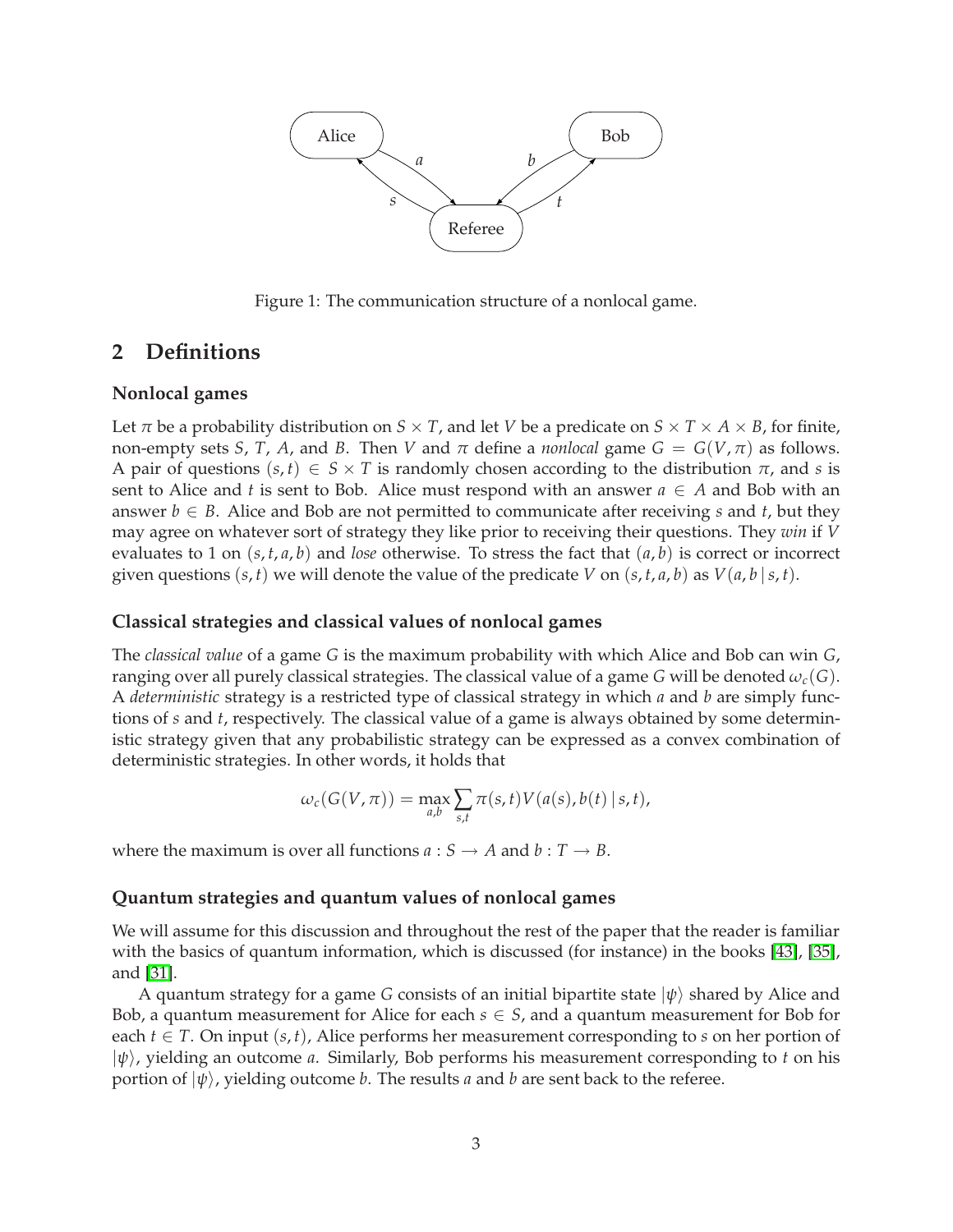Figure 1: The communication structure of a nonlocal game.

## 2 Definitions

### Nonlocal games

Let $\pi$ be a probability distribution on $S \times T$, and let $V$ be a predicate on $S \times T \times A \times B$, for finite, non-empty sets $S$, $T$, $A$, and $B$. Then $V$ and $\pi$ define a *nonlocal* game $G = G(V, \pi)$ as follows. A pair of questions $(s, t) \in S \times T$ is randomly chosen according to the distribution $\pi$, and $s$ is sent to Alice and $t$ is sent to Bob. Alice must respond with an answer $a \in A$ and Bob with an answer $b \in B$. Alice and Bob are not permitted to communicate after receiving $s$ and $t$, but they may agree on whatever sort of strategy they like prior to receiving their questions. They *win* if $V$ evaluates to 1 on $(s, t, a, b)$ and *lose* otherwise. To stress the fact that $(a, b)$ is correct or incorrect given questions $(s, t)$ we will denote the value of the predicate $V$ on $(s, t, a, b)$ as $V(a, b \,|\, s, t)$.

### Classical strategies and classical values of nonlocal games

The *classical value* of a game $G$ is the maximum probability with which Alice and Bob can win $G$, ranging over all purely classical strategies. The classical value of a game $G$ will be denoted $\omega_c(G)$. A *deterministic* strategy is a restricted type of classical strategy in which $a$ and $b$ are simply functions of $s$ and $t$, respectively. The classical value of a game is always obtained by some deterministic strategy given that any probabilistic strategy can be expressed as a convex combination of deterministic strategies. In other words, it holds that

$$\omega_c(G(V, \pi)) = \max_{a,b} \sum_{s,t} \pi(s, t) V(a(s), b(t) \,|\, s, t),$$

where the maximum is over all functions $a : S \rightarrow A$ and $b : T \rightarrow B$.

### Quantum strategies and quantum values of nonlocal games

We will assume for this discussion and throughout the rest of the paper that the reader is familiar with the basics of quantum information, which is discussed (for instance) in the books [43], [35], and [31].

A quantum strategy for a game $G$ consists of an initial bipartite state $|\psi\rangle$ shared by Alice and Bob, a quantum measurement for Alice for each $s \in S$, and a quantum measurement for Bob for each $t \in T$. On input $(s, t)$, Alice performs her measurement corresponding to $s$ on her portion of $|\psi\rangle$, yielding an outcome $a$. Similarly, Bob performs his measurement corresponding to $t$ on his portion of $|\psi\rangle$, yielding outcome $b$. The results $a$ and $b$ are sent back to the referee.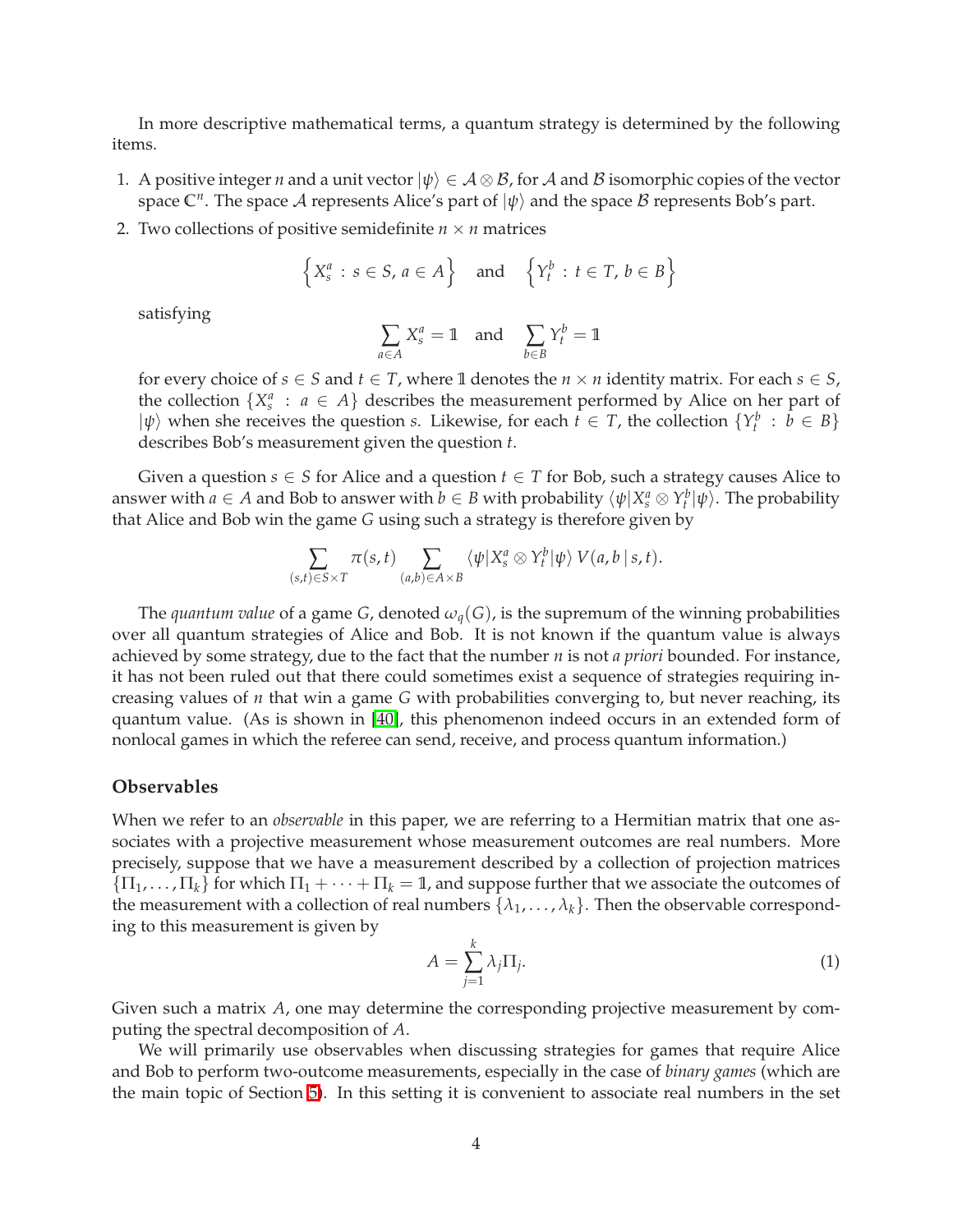In more descriptive mathematical terms, a quantum strategy is determined by the following items.

1. A positive integer $n$ and a unit vector $|\psi\rangle \in \mathcal{A} \otimes \mathcal{B}$, for $\mathcal{A}$ and $\mathcal{B}$ isomorphic copies of the vector space $\mathbb{C}^n$. The space $\mathcal{A}$ represents Alice's part of $|\psi\rangle$ and the space $\mathcal{B}$ represents Bob's part.
2. Two collections of positive semidefinite $n \times n$ matrices

   $$\left\{ X_s^a \,:\, s \in S,\, a \in A \right\} \quad \text{and} \quad \left\{ Y_t^b \,:\, t \in T,\, b \in B \right\}$$

   satisfying

   $$\sum_{a \in A} X_s^a = \mathbb{1} \quad \text{and} \quad \sum_{b \in B} Y_t^b = \mathbb{1}$$

   for every choice of $s \in S$ and $t \in T$, where $\mathbb{1}$ denotes the $n \times n$ identity matrix. For each $s \in S$, the collection $\{X_s^a \,:\, a \in A\}$ describes the measurement performed by Alice on her part of $|\psi\rangle$ when she receives the question $s$. Likewise, for each $t \in T$, the collection $\{Y_t^b \,:\, b \in B\}$ describes Bob's measurement given the question $t$.

Given a question $s \in S$ for Alice and a question $t \in T$ for Bob, such a strategy causes Alice to answer with $a \in A$ and Bob to answer with $b \in B$ with probability $\langle \psi | X_s^a \otimes Y_t^b | \psi \rangle$. The probability that Alice and Bob win the game $G$ using such a strategy is therefore given by

$$\sum_{(s,t) \in S \times T} \pi(s,t) \sum_{(a,b) \in A \times B} \langle \psi | X_s^a \otimes Y_t^b | \psi \rangle \, V(a, b \,|\, s, t).$$

The *quantum value* of a game $G$, denoted $\omega_q(G)$, is the supremum of the winning probabilities over all quantum strategies of Alice and Bob. It is not known if the quantum value is always achieved by some strategy, due to the fact that the number $n$ is not *a priori* bounded. For instance, it has not been ruled out that there could sometimes exist a sequence of strategies requiring increasing values of $n$ that win a game $G$ with probabilities converging to, but never reaching, its quantum value. (As is shown in [40], this phenomenon indeed occurs in an extended form of nonlocal games in which the referee can send, receive, and process quantum information.)

### Observables

When we refer to an *observable* in this paper, we are referring to a Hermitian matrix that one associates with a projective measurement whose measurement outcomes are real numbers. More precisely, suppose that we have a measurement described by a collection of projection matrices $\{\Pi_1, \ldots, \Pi_k\}$ for which $\Pi_1 + \cdots + \Pi_k = \mathbb{1}$, and suppose further that we associate the outcomes of the measurement with a collection of real numbers $\{\lambda_1, \ldots, \lambda_k\}$. Then the observable corresponding to this measurement is given by

$$A = \sum_{j=1}^{k} \lambda_j \Pi_j. \tag{1}$$

Given such a matrix $A$, one may determine the corresponding projective measurement by computing the spectral decomposition of $A$.

We will primarily use observables when discussing strategies for games that require Alice and Bob to perform two-outcome measurements, especially in the case of *binary games* (which are the main topic of Section 5). In this setting it is convenient to associate real numbers in the set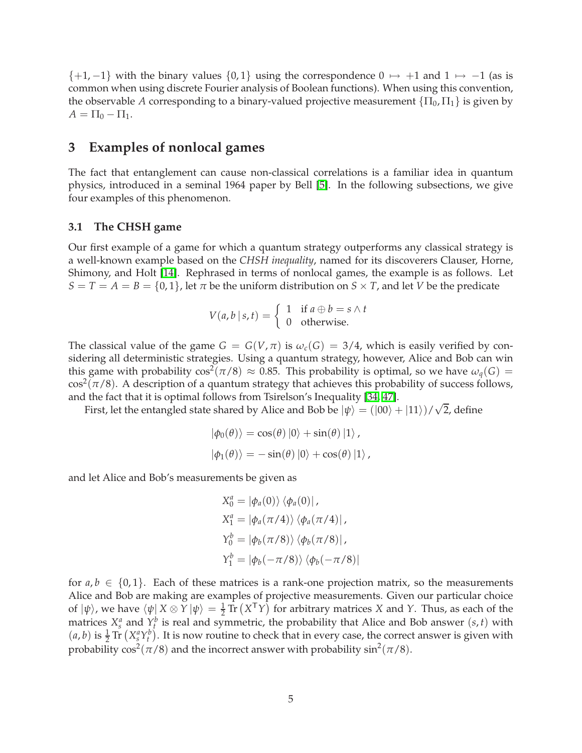$\{+1, -1\}$ with the binary values $\{0, 1\}$ using the correspondence $0 \mapsto +1$ and $1 \mapsto -1$ (as is common when using discrete Fourier analysis of Boolean functions). When using this convention, the observable $A$ corresponding to a binary-valued projective measurement $\{\Pi_0, \Pi_1\}$ is given by $A = \Pi_0 - \Pi_1$.

## 3 Examples of nonlocal games

The fact that entanglement can cause non-classical correlations is a familiar idea in quantum physics, introduced in a seminal 1964 paper by Bell [5]. In the following subsections, we give four examples of this phenomenon.

### 3.1 The CHSH game

Our first example of a game for which a quantum strategy outperforms any classical strategy is a well-known example based on the *CHSH inequality*, named for its discoverers Clauser, Horne, Shimony, and Holt [14]. Rephrased in terms of nonlocal games, the example is as follows. Let $S = T = A = B = \{0, 1\}$, let $\pi$ be the uniform distribution on $S \times T$, and let $V$ be the predicate

$$V(a, b \,|\, s, t) = \begin{cases} 1 & \text{if } a \oplus b = s \wedge t \\ 0 & \text{otherwise.} \end{cases}$$

The classical value of the game $G = G(V, \pi)$ is $\omega_c(G) = 3/4$, which is easily verified by considering all deterministic strategies. Using a quantum strategy, however, Alice and Bob can win this game with probability $\cos^2(\pi/8) \approx 0.85$. This probability is optimal, so we have $\omega_q(G) = \cos^2(\pi/8)$. A description of a quantum strategy that achieves this probability of success follows, and the fact that it is optimal follows from Tsirelson's Inequality [34, 47].

First, let the entangled state shared by Alice and Bob be $|\psi\rangle = (|00\rangle + |11\rangle)/\sqrt{2}$, define

$$|\phi_0(\theta)\rangle = \cos(\theta)\,|0\rangle + \sin(\theta)\,|1\rangle\,,$$
$$|\phi_1(\theta)\rangle = -\sin(\theta)\,|0\rangle + \cos(\theta)\,|1\rangle\,,$$

and let Alice and Bob's measurements be given as

$$X_0^a = |\phi_a(0)\rangle\,\langle\phi_a(0)|\,,$$
$$X_1^a = |\phi_a(\pi/4)\rangle\,\langle\phi_a(\pi/4)|\,,$$
$$Y_0^b = |\phi_b(\pi/8)\rangle\,\langle\phi_b(\pi/8)|\,,$$
$$Y_1^b = |\phi_b(-\pi/8)\rangle\,\langle\phi_b(-\pi/8)|$$

for $a, b \in \{0, 1\}$. Each of these matrices is a rank-one projection matrix, so the measurements Alice and Bob are making are examples of projective measurements. Given our particular choice of $|\psi\rangle$, we have $\langle\psi|\, X \otimes Y\, |\psi\rangle = \frac{1}{2}\operatorname{Tr}\left(X^{\mathsf{T}} Y\right)$ for arbitrary matrices $X$ and $Y$. Thus, as each of the matrices $X_s^a$ and $Y_t^b$ is real and symmetric, the probability that Alice and Bob answer $(s, t)$ with $(a, b)$ is $\frac{1}{2}\operatorname{Tr}\left(X_s^a Y_t^b\right)$. It is now routine to check that in every case, the correct answer is given with probability $\cos^2(\pi/8)$ and the incorrect answer with probability $\sin^2(\pi/8)$.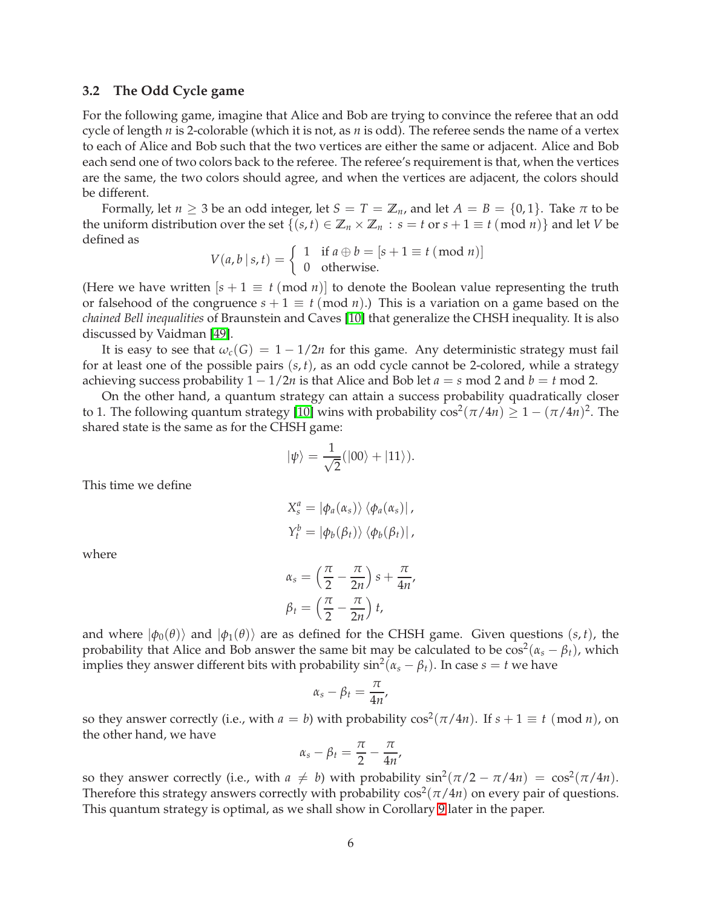### 3.2 The Odd Cycle game

For the following game, imagine that Alice and Bob are trying to convince the referee that an odd cycle of length $n$ is 2-colorable (which it is not, as $n$ is odd). The referee sends the name of a vertex to each of Alice and Bob such that the two vertices are either the same or adjacent. Alice and Bob each send one of two colors back to the referee. The referee's requirement is that, when the vertices are the same, the two colors should agree, and when the vertices are adjacent, the colors should be different.

Formally, let $n \geq 3$ be an odd integer, let $S = T = \mathbb{Z}_n$, and let $A = B = \{0,1\}$. Take $\pi$ to be the uniform distribution over the set $\{(s,t) \in \mathbb{Z}_n \times \mathbb{Z}_n : s = t \text{ or } s+1 \equiv t \pmod{n}\}$ and let $V$ be defined as

$$V(a,b \mid s,t) = \begin{cases} 1 & \text{if } a \oplus b = [s+1 \equiv t \pmod{n}] \\ 0 & \text{otherwise.} \end{cases}$$

(Here we have written $[s+1 \equiv t \pmod{n}]$ to denote the Boolean value representing the truth or falsehood of the congruence $s+1 \equiv t \pmod{n}$.) This is a variation on a game based on the *chained Bell inequalities* of Braunstein and Caves [10] that generalize the CHSH inequality. It is also discussed by Vaidman [49].

It is easy to see that $\omega_c(G) = 1 - 1/2n$ for this game. Any deterministic strategy must fail for at least one of the possible pairs $(s,t)$, as an odd cycle cannot be 2-colored, while a strategy achieving success probability $1 - 1/2n$ is that Alice and Bob let $a = s \bmod 2$ and $b = t \bmod 2$.

On the other hand, a quantum strategy can attain a success probability quadratically closer to 1. The following quantum strategy [10] wins with probability $\cos^2(\pi/4n) \geq 1 - (\pi/4n)^2$. The shared state is the same as for the CHSH game:

$$|\psi\rangle = \frac{1}{\sqrt{2}}(|00\rangle + |11\rangle).$$

This time we define

$$X_s^a = |\phi_a(\alpha_s)\rangle \langle \phi_a(\alpha_s)|,$$
$$Y_t^b = |\phi_b(\beta_t)\rangle \langle \phi_b(\beta_t)|,$$

where

$$\alpha_s = \left(\frac{\pi}{2} - \frac{\pi}{2n}\right) s + \frac{\pi}{4n},$$
$$\beta_t = \left(\frac{\pi}{2} - \frac{\pi}{2n}\right) t,$$

and where $|\phi_0(\theta)\rangle$ and $|\phi_1(\theta)\rangle$ are as defined for the CHSH game. Given questions $(s,t)$, the probability that Alice and Bob answer the same bit may be calculated to be $\cos^2(\alpha_s - \beta_t)$, which implies they answer different bits with probability $\sin^2(\alpha_s - \beta_t)$. In case $s = t$ we have

$$\alpha_s - \beta_t = \frac{\pi}{4n},$$

so they answer correctly (i.e., with $a = b$) with probability $\cos^2(\pi/4n)$. If $s+1 \equiv t \pmod{n}$, on the other hand, we have

$$\alpha_s - \beta_t = \frac{\pi}{2} - \frac{\pi}{4n},$$

so they answer correctly (i.e., with $a \neq b$) with probability $\sin^2(\pi/2 - \pi/4n) = \cos^2(\pi/4n)$. Therefore this strategy answers correctly with probability $\cos^2(\pi/4n)$ on every pair of questions. This quantum strategy is optimal, as we shall show in Corollary 9 later in the paper.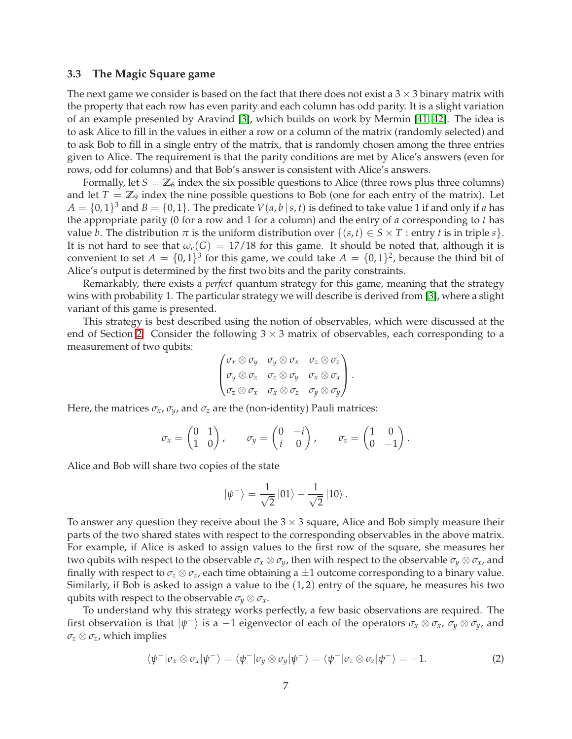### 3.3 The Magic Square game

The next game we consider is based on the fact that there does not exist a $3 \times 3$ binary matrix with the property that each row has even parity and each column has odd parity. It is a slight variation of an example presented by Aravind [3], which builds on work by Mermin [41, 42]. The idea is to ask Alice to fill in the values in either a row or a column of the matrix (randomly selected) and to ask Bob to fill in a single entry of the matrix, that is randomly chosen among the three entries given to Alice. The requirement is that the parity conditions are met by Alice's answers (even for rows, odd for columns) and that Bob's answer is consistent with Alice's answers.

Formally, let $S = \mathbb{Z}_6$ index the six possible questions to Alice (three rows plus three columns) and let $T = \mathbb{Z}_9$ index the nine possible questions to Bob (one for each entry of the matrix). Let $A = \{0,1\}^3$ and $B = \{0,1\}$. The predicate $V(a, b \,|\, s, t)$ is defined to take value 1 if and only if $a$ has the appropriate parity (0 for a row and 1 for a column) and the entry of $a$ corresponding to $t$ has value $b$. The distribution $\pi$ is the uniform distribution over $\{(s,t) \in S \times T : \text{entry } t \text{ is in triple } s\}$. It is not hard to see that $\omega_c(G) = 17/18$ for this game. It should be noted that, although it is convenient to set $A = \{0,1\}^3$ for this game, we could take $A = \{0,1\}^2$, because the third bit of Alice's output is determined by the first two bits and the parity constraints.

Remarkably, there exists a *perfect* quantum strategy for this game, meaning that the strategy wins with probability 1. The particular strategy we will describe is derived from [3], where a slight variant of this game is presented.

This strategy is best described using the notion of observables, which were discussed at the end of Section 2. Consider the following $3 \times 3$ matrix of observables, each corresponding to a measurement of two qubits:

$$\begin{pmatrix} \sigma_x \otimes \sigma_y & \sigma_y \otimes \sigma_x & \sigma_z \otimes \sigma_z \\ \sigma_y \otimes \sigma_z & \sigma_z \otimes \sigma_y & \sigma_x \otimes \sigma_x \\ \sigma_z \otimes \sigma_x & \sigma_x \otimes \sigma_z & \sigma_y \otimes \sigma_y \end{pmatrix}.$$

Here, the matrices $\sigma_x$, $\sigma_y$, and $\sigma_z$ are the (non-identity) Pauli matrices:

$$\sigma_x = \begin{pmatrix} 0 & 1 \\ 1 & 0 \end{pmatrix}, \qquad \sigma_y = \begin{pmatrix} 0 & -i \\ i & 0 \end{pmatrix}, \qquad \sigma_z = \begin{pmatrix} 1 & 0 \\ 0 & -1 \end{pmatrix}.$$

Alice and Bob will share two copies of the state

$$|\psi^-\rangle = \frac{1}{\sqrt{2}}\,|01\rangle - \frac{1}{\sqrt{2}}\,|10\rangle\,.$$

To answer any question they receive about the $3 \times 3$ square, Alice and Bob simply measure their parts of the two shared states with respect to the corresponding observables in the above matrix. For example, if Alice is asked to assign values to the first row of the square, she measures her two qubits with respect to the observable $\sigma_x \otimes \sigma_y$, then with respect to the observable $\sigma_y \otimes \sigma_x$, and finally with respect to $\sigma_z \otimes \sigma_z$, each time obtaining a $\pm 1$ outcome corresponding to a binary value. Similarly, if Bob is asked to assign a value to the $(1,2)$ entry of the square, he measures his two qubits with respect to the observable $\sigma_y \otimes \sigma_x$.

To understand why this strategy works perfectly, a few basic observations are required. The first observation is that $|\psi^-\rangle$ is a $-1$ eigenvector of each of the operators $\sigma_x \otimes \sigma_x$, $\sigma_y \otimes \sigma_y$, and $\sigma_z \otimes \sigma_z$, which implies

$$\langle \psi^- | \sigma_x \otimes \sigma_x | \psi^- \rangle = \langle \psi^- | \sigma_y \otimes \sigma_y | \psi^- \rangle = \langle \psi^- | \sigma_z \otimes \sigma_z | \psi^- \rangle = -1. \tag{2}$$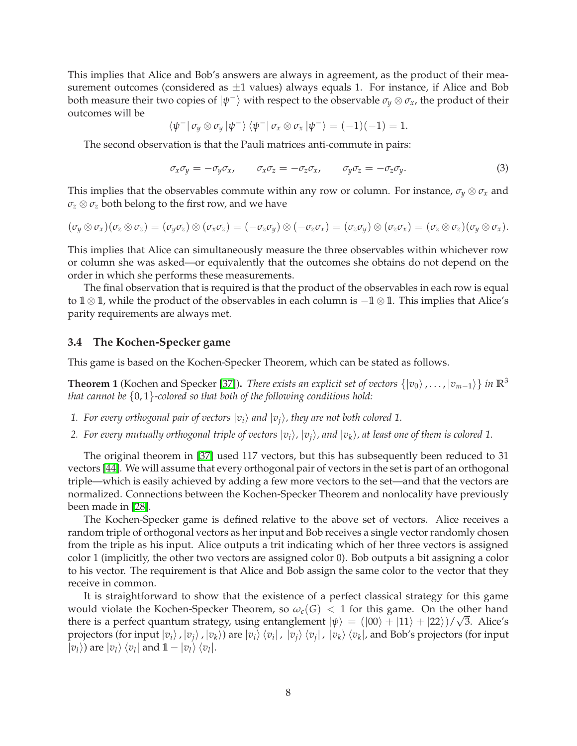This implies that Alice and Bob's answers are always in agreement, as the product of their measurement outcomes (considered as $\pm 1$ values) always equals 1. For instance, if Alice and Bob both measure their two copies of $|\psi^-\rangle$ with respect to the observable $\sigma_y \otimes \sigma_x$, the product of their outcomes will be

$$\langle \psi^- | \sigma_y \otimes \sigma_y | \psi^- \rangle \langle \psi^- | \sigma_x \otimes \sigma_x | \psi^- \rangle = (-1)(-1) = 1.$$

The second observation is that the Pauli matrices anti-commute in pairs:

$$\sigma_x \sigma_y = -\sigma_y \sigma_x, \qquad \sigma_x \sigma_z = -\sigma_z \sigma_x, \qquad \sigma_y \sigma_z = -\sigma_z \sigma_y. \tag{3}$$

This implies that the observables commute within any row or column. For instance, $\sigma_y \otimes \sigma_x$ and $\sigma_z \otimes \sigma_z$ both belong to the first row, and we have

$$(\sigma_y \otimes \sigma_x)(\sigma_z \otimes \sigma_z) = (\sigma_y \sigma_z) \otimes (\sigma_x \sigma_z) = (-\sigma_z \sigma_y) \otimes (-\sigma_z \sigma_x) = (\sigma_z \sigma_y) \otimes (\sigma_z \sigma_x) = (\sigma_z \otimes \sigma_z)(\sigma_y \otimes \sigma_x).$$

This implies that Alice can simultaneously measure the three observables within whichever row or column she was asked—or equivalently that the outcomes she obtains do not depend on the order in which she performs these measurements.

The final observation that is required is that the product of the observables in each row is equal to $\mathbb{1} \otimes \mathbb{1}$, while the product of the observables in each column is $-\mathbb{1} \otimes \mathbb{1}$. This implies that Alice's parity requirements are always met.

### 3.4 The Kochen-Specker game

This game is based on the Kochen-Specker Theorem, which can be stated as follows.

**Theorem 1** (Kochen and Specker [37])**.** *There exists an explicit set of vectors $\{|v_0\rangle, \ldots, |v_{m-1}\rangle\}$ in $\mathbb{R}^3$ that cannot be $\{0,1\}$-colored so that both of the following conditions hold:*

1. *For every orthogonal pair of vectors $|v_i\rangle$ and $|v_j\rangle$, they are not both colored 1.*
2. *For every mutually orthogonal triple of vectors $|v_i\rangle$, $|v_j\rangle$, and $|v_k\rangle$, at least one of them is colored 1.*

The original theorem in [37] used 117 vectors, but this has subsequently been reduced to 31 vectors [44]. We will assume that every orthogonal pair of vectors in the set is part of an orthogonal triple—which is easily achieved by adding a few more vectors to the set—and that the vectors are normalized. Connections between the Kochen-Specker Theorem and nonlocality have previously been made in [28].

The Kochen-Specker game is defined relative to the above set of vectors. Alice receives a random triple of orthogonal vectors as her input and Bob receives a single vector randomly chosen from the triple as his input. Alice outputs a trit indicating which of her three vectors is assigned color 1 (implicitly, the other two vectors are assigned color 0). Bob outputs a bit assigning a color to his vector. The requirement is that Alice and Bob assign the same color to the vector that they receive in common.

It is straightforward to show that the existence of a perfect classical strategy for this game would violate the Kochen-Specker Theorem, so $\omega_c(G) < 1$ for this game. On the other hand there is a perfect quantum strategy, using entanglement $|\psi\rangle = (|00\rangle + |11\rangle + |22\rangle)/\sqrt{3}$. Alice's projectors (for input $|v_i\rangle, |v_j\rangle, |v_k\rangle$) are $|v_i\rangle\langle v_i|$, $|v_j\rangle\langle v_j|$, $|v_k\rangle\langle v_k|$, and Bob's projectors (for input $|v_l\rangle$) are $|v_l\rangle\langle v_l|$ and $\mathbb{1} - |v_l\rangle\langle v_l|$.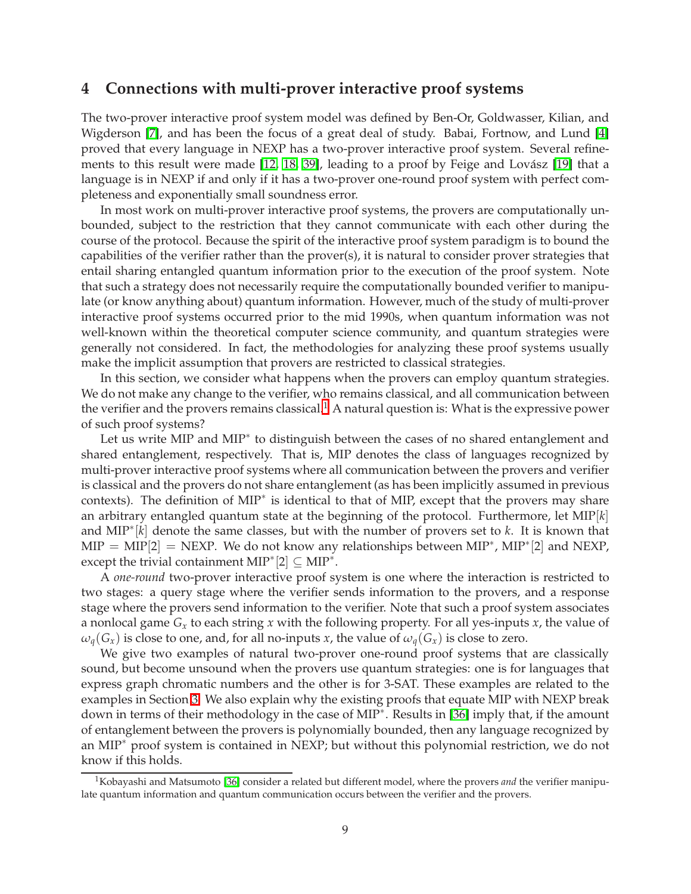## 4 Connections with multi-prover interactive proof systems

The two-prover interactive proof system model was defined by Ben-Or, Goldwasser, Kilian, and Wigderson [7], and has been the focus of a great deal of study. Babai, Fortnow, and Lund [4] proved that every language in NEXP has a two-prover interactive proof system. Several refinements to this result were made [12, 18, 39], leading to a proof by Feige and Lovász [19] that a language is in NEXP if and only if it has a two-prover one-round proof system with perfect completeness and exponentially small soundness error.

In most work on multi-prover interactive proof systems, the provers are computationally unbounded, subject to the restriction that they cannot communicate with each other during the course of the protocol. Because the spirit of the interactive proof system paradigm is to bound the capabilities of the verifier rather than the prover(s), it is natural to consider prover strategies that entail sharing entangled quantum information prior to the execution of the proof system. Note that such a strategy does not necessarily require the computationally bounded verifier to manipulate (or know anything about) quantum information. However, much of the study of multi-prover interactive proof systems occurred prior to the mid 1990s, when quantum information was not well-known within the theoretical computer science community, and quantum strategies were generally not considered. In fact, the methodologies for analyzing these proof systems usually make the implicit assumption that provers are restricted to classical strategies.

In this section, we consider what happens when the provers can employ quantum strategies. We do not make any change to the verifier, who remains classical, and all communication between the verifier and the provers remains classical.[1] A natural question is: What is the expressive power of such proof systems?

Let us write MIP and MIP$^*$ to distinguish between the cases of no shared entanglement and shared entanglement, respectively. That is, MIP denotes the class of languages recognized by multi-prover interactive proof systems where all communication between the provers and verifier is classical and the provers do not share entanglement (as has been implicitly assumed in previous contexts). The definition of MIP$^*$ is identical to that of MIP, except that the provers may share an arbitrary entangled quantum state at the beginning of the protocol. Furthermore, let MIP$[k]$ and MIP$^*[k]$ denote the same classes, but with the number of provers set to $k$. It is known that MIP $=$ MIP$[2]$ $=$ NEXP. We do not know any relationships between MIP$^*$, MIP$^*[2]$ and NEXP, except the trivial containment MIP$^*[2] \subseteq$ MIP$^*$.

A *one-round* two-prover interactive proof system is one where the interaction is restricted to two stages: a query stage where the verifier sends information to the provers, and a response stage where the provers send information to the verifier. Note that such a proof system associates a nonlocal game $G_x$ to each string $x$ with the following property. For all yes-inputs $x$, the value of $\omega_q(G_x)$ is close to one, and, for all no-inputs $x$, the value of $\omega_q(G_x)$ is close to zero.

We give two examples of natural two-prover one-round proof systems that are classically sound, but become unsound when the provers use quantum strategies: one is for languages that express graph chromatic numbers and the other is for 3-SAT. These examples are related to the examples in Section 3. We also explain why the existing proofs that equate MIP with NEXP break down in terms of their methodology in the case of MIP$^*$. Results in [36] imply that, if the amount of entanglement between the provers is polynomially bounded, then any language recognized by an MIP$^*$ proof system is contained in NEXP; but without this polynomial restriction, we do not know if this holds.

[1] Kobayashi and Matsumoto [36] consider a related but different model, where the provers *and* the verifier manipulate quantum information and quantum communication occurs between the verifier and the provers.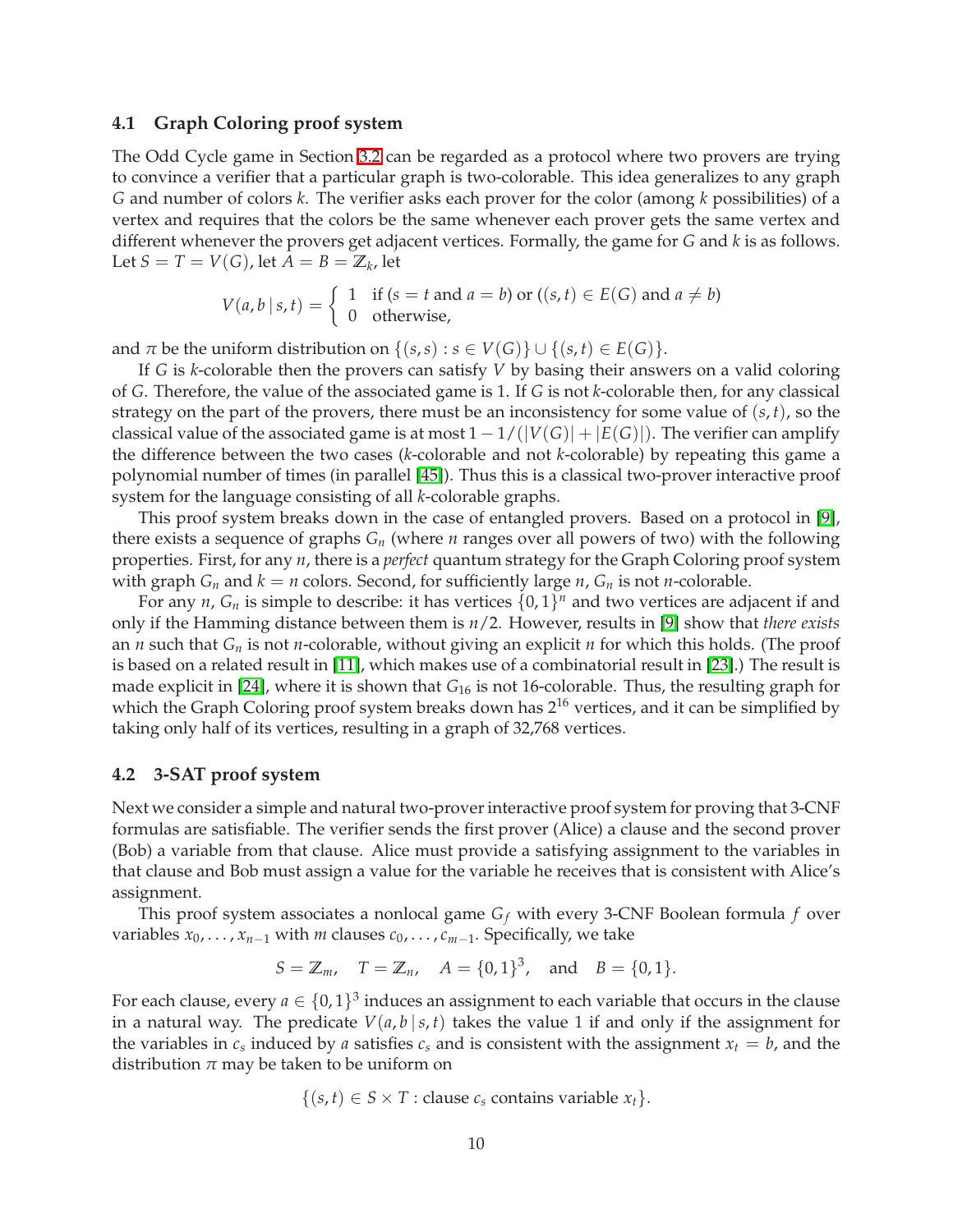### 4.1 Graph Coloring proof system

The Odd Cycle game in Section 3.2 can be regarded as a protocol where two provers are trying to convince a verifier that a particular graph is two-colorable. This idea generalizes to any graph $G$ and number of colors $k$. The verifier asks each prover for the color (among $k$ possibilities) of a vertex and requires that the colors be the same whenever each prover gets the same vertex and different whenever the provers get adjacent vertices. Formally, the game for $G$ and $k$ is as follows. Let $S = T = V(G)$, let $A = B = \mathbb{Z}_k$, let

$$V(a, b \mid s, t) = \begin{cases} 1 & \text{if } (s = t \text{ and } a = b) \text{ or } ((s,t) \in E(G) \text{ and } a \neq b) \\ 0 & \text{otherwise,} \end{cases}$$

and $\pi$ be the uniform distribution on $\{(s,s) : s \in V(G)\} \cup \{(s,t) \in E(G)\}$.

If $G$ is $k$-colorable then the provers can satisfy $V$ by basing their answers on a valid coloring of $G$. Therefore, the value of the associated game is 1. If $G$ is not $k$-colorable then, for any classical strategy on the part of the provers, there must be an inconsistency for some value of $(s,t)$, so the classical value of the associated game is at most $1 - 1/(|V(G)| + |E(G)|)$. The verifier can amplify the difference between the two cases ($k$-colorable and not $k$-colorable) by repeating this game a polynomial number of times (in parallel [45]). Thus this is a classical two-prover interactive proof system for the language consisting of all $k$-colorable graphs.

This proof system breaks down in the case of entangled provers. Based on a protocol in [9], there exists a sequence of graphs $G_n$ (where $n$ ranges over all powers of two) with the following properties. First, for any $n$, there is a *perfect* quantum strategy for the Graph Coloring proof system with graph $G_n$ and $k = n$ colors. Second, for sufficiently large $n$, $G_n$ is not $n$-colorable.

For any $n$, $G_n$ is simple to describe: it has vertices $\{0,1\}^n$ and two vertices are adjacent if and only if the Hamming distance between them is $n/2$. However, results in [9] show that *there exists* an $n$ such that $G_n$ is not $n$-colorable, without giving an explicit $n$ for which this holds. (The proof is based on a related result in [11], which makes use of a combinatorial result in [23].) The result is made explicit in [24], where it is shown that $G_{16}$ is not 16-colorable. Thus, the resulting graph for which the Graph Coloring proof system breaks down has $2^{16}$ vertices, and it can be simplified by taking only half of its vertices, resulting in a graph of 32,768 vertices.

### 4.2 3-SAT proof system

Next we consider a simple and natural two-prover interactive proof system for proving that 3-CNF formulas are satisfiable. The verifier sends the first prover (Alice) a clause and the second prover (Bob) a variable from that clause. Alice must provide a satisfying assignment to the variables in that clause and Bob must assign a value for the variable he receives that is consistent with Alice's assignment.

This proof system associates a nonlocal game $G_f$ with every 3-CNF Boolean formula $f$ over variables $x_0, \ldots, x_{n-1}$ with $m$ clauses $c_0, \ldots, c_{m-1}$. Specifically, we take

$$S = \mathbb{Z}_m, \quad T = \mathbb{Z}_n, \quad A = \{0,1\}^3, \quad \text{and} \quad B = \{0,1\}.$$

For each clause, every $a \in \{0,1\}^3$ induces an assignment to each variable that occurs in the clause in a natural way. The predicate $V(a, b \mid s, t)$ takes the value 1 if and only if the assignment for the variables in $c_s$ induced by $a$ satisfies $c_s$ and is consistent with the assignment $x_t = b$, and the distribution $\pi$ may be taken to be uniform on

$$\{(s,t) \in S \times T : \text{clause } c_s \text{ contains variable } x_t\}.$$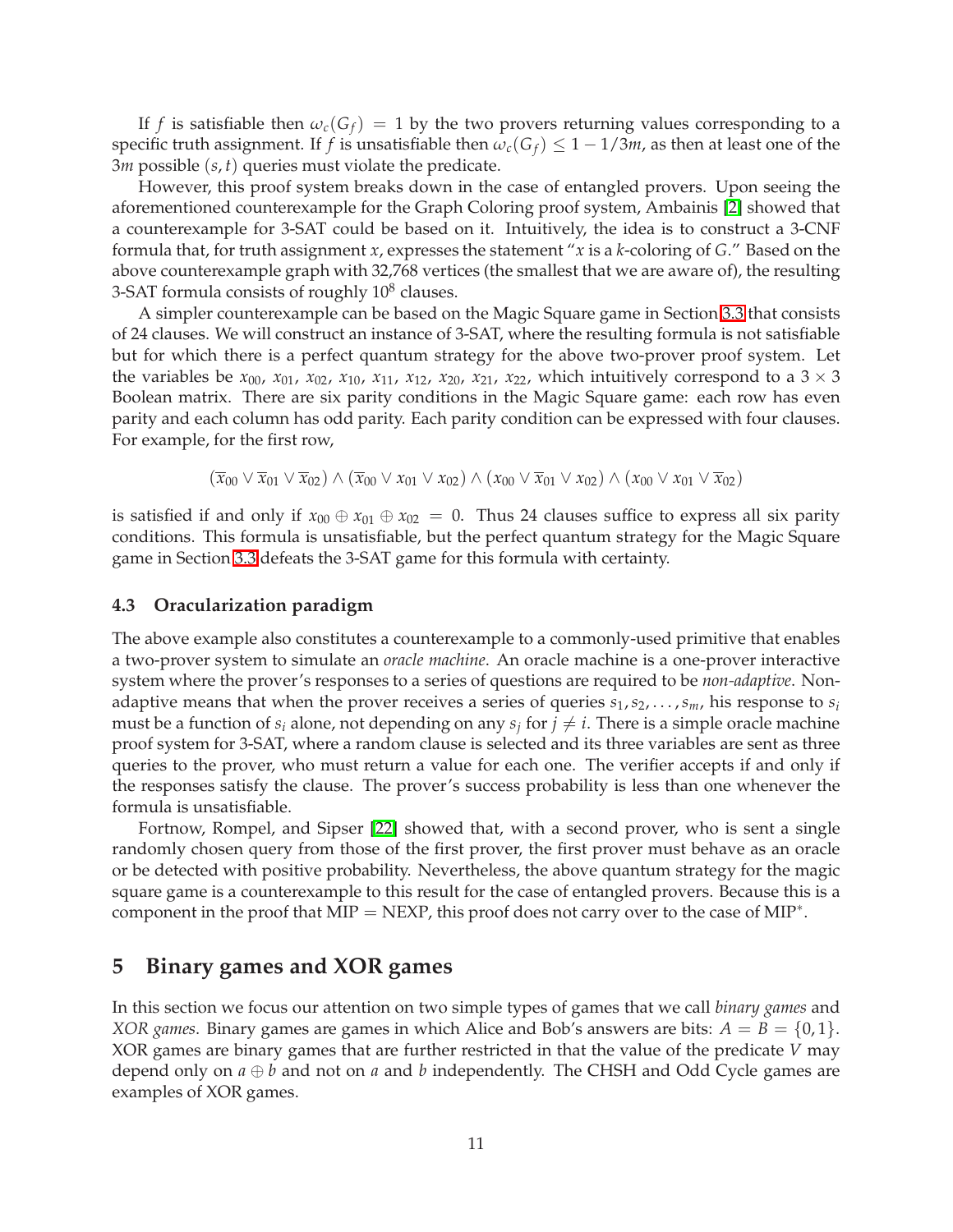If $f$ is satisfiable then $\omega_c(G_f) = 1$ by the two provers returning values corresponding to a specific truth assignment. If $f$ is unsatisfiable then $\omega_c(G_f) \leq 1 - 1/3m$, as then at least one of the $3m$ possible $(s, t)$ queries must violate the predicate.

However, this proof system breaks down in the case of entangled provers. Upon seeing the aforementioned counterexample for the Graph Coloring proof system, Ambainis [2] showed that a counterexample for 3-SAT could be based on it. Intuitively, the idea is to construct a 3-CNF formula that, for truth assignment $x$, expresses the statement "$x$ is a $k$-coloring of $G$." Based on the above counterexample graph with 32,768 vertices (the smallest that we are aware of), the resulting 3-SAT formula consists of roughly $10^8$ clauses.

A simpler counterexample can be based on the Magic Square game in Section 3.3 that consists of 24 clauses. We will construct an instance of 3-SAT, where the resulting formula is not satisfiable but for which there is a perfect quantum strategy for the above two-prover proof system. Let the variables be $x_{00}$, $x_{01}$, $x_{02}$, $x_{10}$, $x_{11}$, $x_{12}$, $x_{20}$, $x_{21}$, $x_{22}$, which intuitively correspond to a $3 \times 3$ Boolean matrix. There are six parity conditions in the Magic Square game: each row has even parity and each column has odd parity. Each parity condition can be expressed with four clauses. For example, for the first row,

$$(\overline{x}_{00} \vee \overline{x}_{01} \vee \overline{x}_{02}) \wedge (\overline{x}_{00} \vee x_{01} \vee x_{02}) \wedge (x_{00} \vee \overline{x}_{01} \vee x_{02}) \wedge (x_{00} \vee x_{01} \vee \overline{x}_{02})$$

is satisfied if and only if $x_{00} \oplus x_{01} \oplus x_{02} = 0$. Thus 24 clauses suffice to express all six parity conditions. This formula is unsatisfiable, but the perfect quantum strategy for the Magic Square game in Section 3.3 defeats the 3-SAT game for this formula with certainty.

### 4.3 Oracularization paradigm

The above example also constitutes a counterexample to a commonly-used primitive that enables a two-prover system to simulate an *oracle machine*. An oracle machine is a one-prover interactive system where the prover's responses to a series of questions are required to be *non-adaptive*. Non-adaptive means that when the prover receives a series of queries $s_1, s_2, \ldots, s_m$, his response to $s_i$ must be a function of $s_i$ alone, not depending on any $s_j$ for $j \neq i$. There is a simple oracle machine proof system for 3-SAT, where a random clause is selected and its three variables are sent as three queries to the prover, who must return a value for each one. The verifier accepts if and only if the responses satisfy the clause. The prover's success probability is less than one whenever the formula is unsatisfiable.

Fortnow, Rompel, and Sipser [22] showed that, with a second prover, who is sent a single randomly chosen query from those of the first prover, the first prover must behave as an oracle or be detected with positive probability. Nevertheless, the above quantum strategy for the magic square game is a counterexample to this result for the case of entangled provers. Because this is a component in the proof that MIP = NEXP, this proof does not carry over to the case of MIP$^*$.

## 5 Binary games and XOR games

In this section we focus our attention on two simple types of games that we call *binary games* and *XOR games*. Binary games are games in which Alice and Bob's answers are bits: $A = B = \{0, 1\}$. XOR games are binary games that are further restricted in that the value of the predicate $V$ may depend only on $a \oplus b$ and not on $a$ and $b$ independently. The CHSH and Odd Cycle games are examples of XOR games.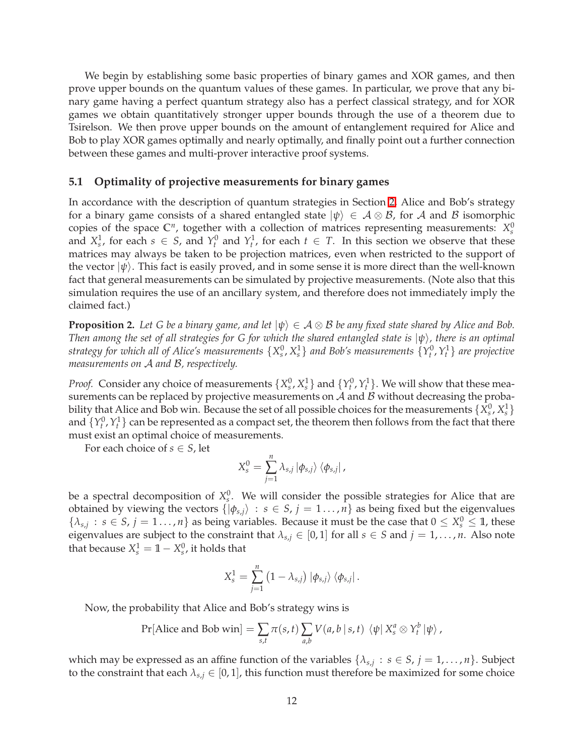We begin by establishing some basic properties of binary games and XOR games, and then prove upper bounds on the quantum values of these games. In particular, we prove that any binary game having a perfect quantum strategy also has a perfect classical strategy, and for XOR games we obtain quantitatively stronger upper bounds through the use of a theorem due to Tsirelson. We then prove upper bounds on the amount of entanglement required for Alice and Bob to play XOR games optimally and nearly optimally, and finally point out a further connection between these games and multi-prover interactive proof systems.

### 5.1 Optimality of projective measurements for binary games

In accordance with the description of quantum strategies in Section 2, Alice and Bob's strategy for a binary game consists of a shared entangled state $|\psi\rangle \in \mathcal{A} \otimes \mathcal{B}$, for $\mathcal{A}$ and $\mathcal{B}$ isomorphic copies of the space $\mathbb{C}^n$, together with a collection of matrices representing measurements: $X_s^0$ and $X_s^1$, for each $s \in S$, and $Y_t^0$ and $Y_t^1$, for each $t \in T$. In this section we observe that these matrices may always be taken to be projection matrices, even when restricted to the support of the vector $|\psi\rangle$. This fact is easily proved, and in some sense it is more direct than the well-known fact that general measurements can be simulated by projective measurements. (Note also that this simulation requires the use of an ancillary system, and therefore does not immediately imply the claimed fact.)

**Proposition 2.** *Let $G$ be a binary game, and let $|\psi\rangle \in \mathcal{A} \otimes \mathcal{B}$ be any fixed state shared by Alice and Bob. Then among the set of all strategies for $G$ for which the shared entangled state is $|\psi\rangle$, there is an optimal strategy for which all of Alice's measurements $\{X_s^0, X_s^1\}$ and Bob's measurements $\{Y_t^0, Y_t^1\}$ are projective measurements on $\mathcal{A}$ and $\mathcal{B}$, respectively.*

*Proof.* Consider any choice of measurements $\{X_s^0, X_s^1\}$ and $\{Y_t^0, Y_t^1\}$. We will show that these measurements can be replaced by projective measurements on $\mathcal{A}$ and $\mathcal{B}$ without decreasing the probability that Alice and Bob win. Because the set of all possible choices for the measurements $\{X_s^0, X_s^1\}$ and $\{Y_t^0, Y_t^1\}$ can be represented as a compact set, the theorem then follows from the fact that there must exist an optimal choice of measurements.

For each choice of $s \in S$, let

$$X_s^0 = \sum_{j=1}^{n} \lambda_{s,j} \, |\phi_{s,j}\rangle \langle \phi_{s,j}| \, ,$$

be a spectral decomposition of $X_s^0$. We will consider the possible strategies for Alice that are obtained by viewing the vectors $\{|\phi_{s,j}\rangle \, : \, s \in S, \, j = 1 \ldots, n\}$ as being fixed but the eigenvalues $\{\lambda_{s,j} \, : \, s \in S, \, j = 1 \ldots, n\}$ as being variables. Because it must be the case that $0 \leq X_s^0 \leq \mathbb{1}$, these eigenvalues are subject to the constraint that $\lambda_{s,j} \in [0,1]$ for all $s \in S$ and $j = 1, \ldots, n$. Also note that because $X_s^1 = \mathbb{1} - X_s^0$, it holds that

$$X_s^1 = \sum_{j=1}^{n} \left(1 - \lambda_{s,j}\right) |\phi_{s,j}\rangle \langle \phi_{s,j}| \, .$$

Now, the probability that Alice and Bob's strategy wins is

$$\Pr[\text{Alice and Bob win}] = \sum_{s,t} \pi(s,t) \sum_{a,b} V(a, b \,|\, s, t) \, \langle\psi| \, X_s^a \otimes Y_t^b \, |\psi\rangle \, ,$$

which may be expressed as an affine function of the variables $\{\lambda_{s,j} \, : \, s \in S, \, j = 1, \ldots, n\}$. Subject to the constraint that each $\lambda_{s,j} \in [0,1]$, this function must therefore be maximized for some choice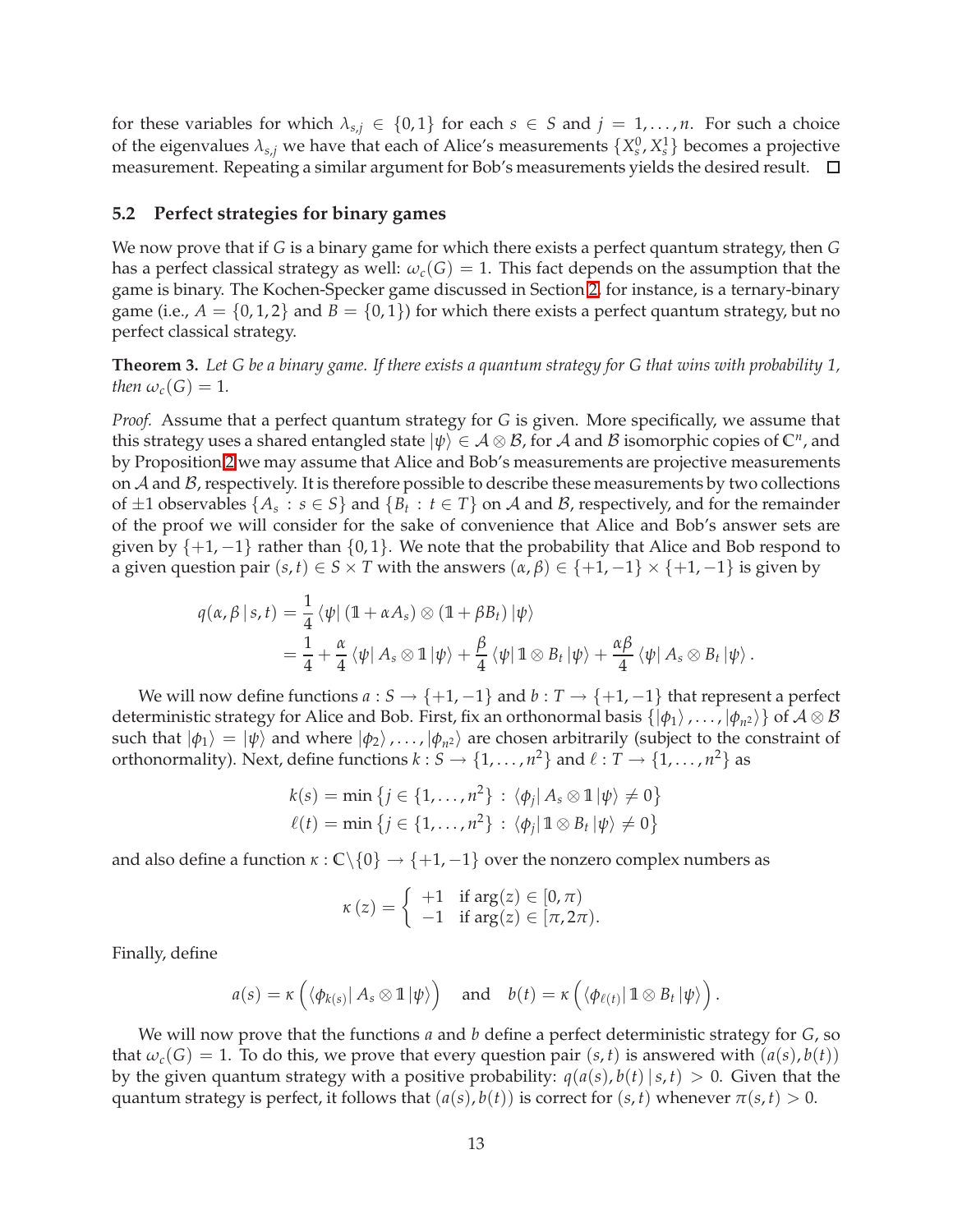for these variables for which $\lambda_{s,j} \in \{0,1\}$ for each $s \in S$ and $j = 1, \ldots, n$. For such a choice of the eigenvalues $\lambda_{s,j}$ we have that each of Alice's measurements $\{X_s^0, X_s^1\}$ becomes a projective measurement. Repeating a similar argument for Bob's measurements yields the desired result. □

## 5.2 Perfect strategies for binary games

We now prove that if $G$ is a binary game for which there exists a perfect quantum strategy, then $G$ has a perfect classical strategy as well: $\omega_c(G) = 1$. This fact depends on the assumption that the game is binary. The Kochen-Specker game discussed in Section 2, for instance, is a ternary-binary game (i.e., $A = \{0,1,2\}$ and $B = \{0,1\}$) for which there exists a perfect quantum strategy, but no perfect classical strategy.

**Theorem 3.** *Let $G$ be a binary game. If there exists a quantum strategy for $G$ that wins with probability 1, then $\omega_c(G) = 1$.*

*Proof.* Assume that a perfect quantum strategy for $G$ is given. More specifically, we assume that this strategy uses a shared entangled state $|\psi\rangle \in \mathcal{A} \otimes \mathcal{B}$, for $\mathcal{A}$ and $\mathcal{B}$ isomorphic copies of $\mathbb{C}^n$, and by Proposition 2 we may assume that Alice and Bob's measurements are projective measurements on $\mathcal{A}$ and $\mathcal{B}$, respectively. It is therefore possible to describe these measurements by two collections of $\pm 1$ observables $\{A_s : s \in S\}$ and $\{B_t : t \in T\}$ on $\mathcal{A}$ and $\mathcal{B}$, respectively, and for the remainder of the proof we will consider for the sake of convenience that Alice and Bob's answer sets are given by $\{+1, -1\}$ rather than $\{0,1\}$. We note that the probability that Alice and Bob respond to a given question pair $(s,t) \in S \times T$ with the answers $(\alpha, \beta) \in \{+1,-1\} \times \{+1,-1\}$ is given by

$$
\begin{aligned}
q(\alpha, \beta \,|\, s,t) &= \frac{1}{4} \langle\psi| \left(\mathbb{1} + \alpha A_s\right) \otimes \left(\mathbb{1} + \beta B_t\right) |\psi\rangle \\
&= \frac{1}{4} + \frac{\alpha}{4} \langle\psi| A_s \otimes \mathbb{1} |\psi\rangle + \frac{\beta}{4} \langle\psi| \mathbb{1} \otimes B_t |\psi\rangle + \frac{\alpha\beta}{4} \langle\psi| A_s \otimes B_t |\psi\rangle .
\end{aligned}
$$

We will now define functions $a : S \to \{+1,-1\}$ and $b : T \to \{+1,-1\}$ that represent a perfect deterministic strategy for Alice and Bob. First, fix an orthonormal basis $\{|\phi_1\rangle, \ldots, |\phi_{n^2}\rangle\}$ of $\mathcal{A} \otimes \mathcal{B}$ such that $|\phi_1\rangle = |\psi\rangle$ and where $|\phi_2\rangle, \ldots, |\phi_{n^2}\rangle$ are chosen arbitrarily (subject to the constraint of orthonormality). Next, define functions $k : S \to \{1, \ldots, n^2\}$ and $\ell : T \to \{1, \ldots, n^2\}$ as

$$
\begin{aligned}
k(s) &= \min \left\{ j \in \{1, \ldots, n^2\} \,:\, \langle\phi_j| A_s \otimes \mathbb{1} |\psi\rangle \neq 0 \right\} \\
\ell(t) &= \min \left\{ j \in \{1, \ldots, n^2\} \,:\, \langle\phi_j| \mathbb{1} \otimes B_t |\psi\rangle \neq 0 \right\}
\end{aligned}
$$

and also define a function $\kappa : \mathbb{C} \backslash \{0\} \to \{+1,-1\}$ over the nonzero complex numbers as

$$
\kappa(z) = \begin{cases} +1 & \text{if } \arg(z) \in [0, \pi) \\ -1 & \text{if } \arg(z) \in [\pi, 2\pi). \end{cases}
$$

Finally, define

$$
a(s) = \kappa\left( \langle\phi_{k(s)}| A_s \otimes \mathbb{1} |\psi\rangle \right) \quad \text{and} \quad b(t) = \kappa\left( \langle\phi_{\ell(t)}| \mathbb{1} \otimes B_t |\psi\rangle \right).
$$

We will now prove that the functions $a$ and $b$ define a perfect deterministic strategy for $G$, so that $\omega_c(G) = 1$. To do this, we prove that every question pair $(s,t)$ is answered with $(a(s), b(t))$ by the given quantum strategy with a positive probability: $q(a(s), b(t) \,|\, s,t) > 0$. Given that the quantum strategy is perfect, it follows that $(a(s), b(t))$ is correct for $(s,t)$ whenever $\pi(s,t) > 0$.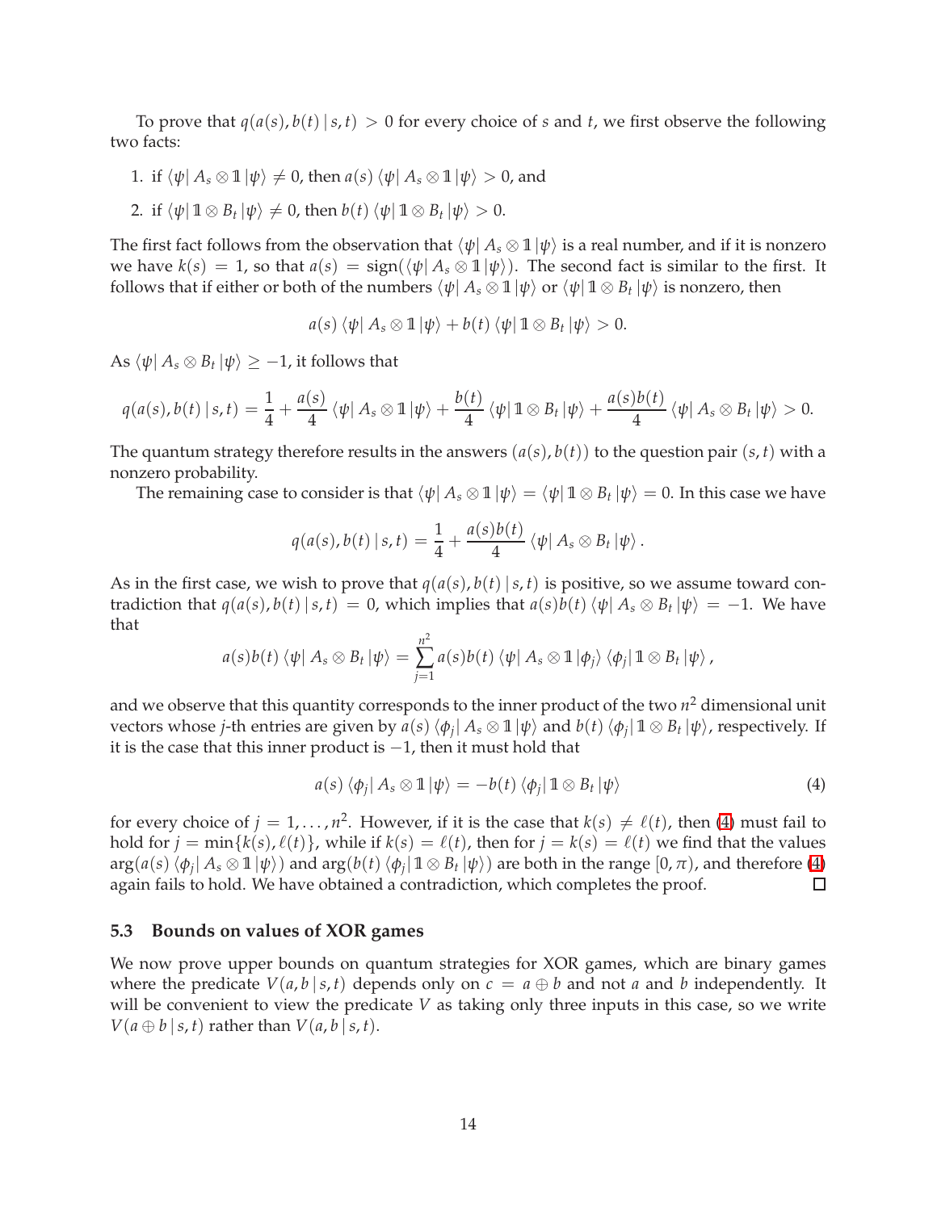To prove that $q(a(s), b(t) \,|\, s, t) > 0$ for every choice of $s$ and $t$, we first observe the following two facts:

1. if $\langle\psi|\, A_s \otimes \mathbb{1}\, |\psi\rangle \neq 0$, then $a(s)\, \langle\psi|\, A_s \otimes \mathbb{1}\, |\psi\rangle > 0$, and
2. if $\langle\psi|\, \mathbb{1} \otimes B_t\, |\psi\rangle \neq 0$, then $b(t)\, \langle\psi|\, \mathbb{1} \otimes B_t\, |\psi\rangle > 0$.

The first fact follows from the observation that $\langle\psi|\, A_s \otimes \mathbb{1}\, |\psi\rangle$ is a real number, and if it is nonzero we have $k(s) = 1$, so that $a(s) = \operatorname{sign}(\langle\psi|\, A_s \otimes \mathbb{1}\, |\psi\rangle)$. The second fact is similar to the first. It follows that if either or both of the numbers $\langle\psi|\, A_s \otimes \mathbb{1}\, |\psi\rangle$ or $\langle\psi|\, \mathbb{1} \otimes B_t\, |\psi\rangle$ is nonzero, then

$$a(s)\, \langle\psi|\, A_s \otimes \mathbb{1}\, |\psi\rangle + b(t)\, \langle\psi|\, \mathbb{1} \otimes B_t\, |\psi\rangle > 0.$$

As $\langle\psi|\, A_s \otimes B_t\, |\psi\rangle \geq -1$, it follows that

$$q(a(s), b(t) \,|\, s, t) = \frac{1}{4} + \frac{a(s)}{4}\, \langle\psi|\, A_s \otimes \mathbb{1}\, |\psi\rangle + \frac{b(t)}{4}\, \langle\psi|\, \mathbb{1} \otimes B_t\, |\psi\rangle + \frac{a(s)b(t)}{4}\, \langle\psi|\, A_s \otimes B_t\, |\psi\rangle > 0.$$

The quantum strategy therefore results in the answers $(a(s), b(t))$ to the question pair $(s, t)$ with a nonzero probability.

The remaining case to consider is that $\langle\psi|\, A_s \otimes \mathbb{1}\, |\psi\rangle = \langle\psi|\, \mathbb{1} \otimes B_t\, |\psi\rangle = 0$. In this case we have

$$q(a(s), b(t) \,|\, s, t) = \frac{1}{4} + \frac{a(s)b(t)}{4}\, \langle\psi|\, A_s \otimes B_t\, |\psi\rangle\,.$$

As in the first case, we wish to prove that $q(a(s), b(t) \,|\, s, t)$ is positive, so we assume toward contradiction that $q(a(s), b(t) \,|\, s, t) = 0$, which implies that $a(s)b(t)\, \langle\psi|\, A_s \otimes B_t\, |\psi\rangle = -1$. We have that

$$a(s)b(t)\, \langle\psi|\, A_s \otimes B_t\, |\psi\rangle = \sum_{j=1}^{n^2} a(s)b(t)\, \langle\psi|\, A_s \otimes \mathbb{1}\, |\phi_j\rangle\, \langle\phi_j|\, \mathbb{1} \otimes B_t\, |\psi\rangle\,,$$

and we observe that this quantity corresponds to the inner product of the two $n^2$ dimensional unit vectors whose $j$-th entries are given by $a(s)\, \langle\phi_j|\, A_s \otimes \mathbb{1}\, |\psi\rangle$ and $b(t)\, \langle\phi_j|\, \mathbb{1} \otimes B_t\, |\psi\rangle$, respectively. If it is the case that this inner product is $-1$, then it must hold that

$$a(s)\, \langle\phi_j|\, A_s \otimes \mathbb{1}\, |\psi\rangle = -b(t)\, \langle\phi_j|\, \mathbb{1} \otimes B_t\, |\psi\rangle \tag{4}$$

for every choice of $j = 1, \ldots, n^2$. However, if it is the case that $k(s) \neq \ell(t)$, then (4) must fail to hold for $j = \min\{k(s), \ell(t)\}$, while if $k(s) = \ell(t)$, then for $j = k(s) = \ell(t)$ we find that the values $\arg(a(s)\, \langle\phi_j|\, A_s \otimes \mathbb{1}\, |\psi\rangle)$ and $\arg(b(t)\, \langle\phi_j|\, \mathbb{1} \otimes B_t\, |\psi\rangle)$ are both in the range $[0, \pi)$, and therefore (4) again fails to hold. We have obtained a contradiction, which completes the proof. $\square$

### 5.3 Bounds on values of XOR games

We now prove upper bounds on quantum strategies for XOR games, which are binary games where the predicate $V(a, b \,|\, s, t)$ depends only on $c = a \oplus b$ and not $a$ and $b$ independently. It will be convenient to view the predicate $V$ as taking only three inputs in this case, so we write $V(a \oplus b \,|\, s, t)$ rather than $V(a, b \,|\, s, t)$.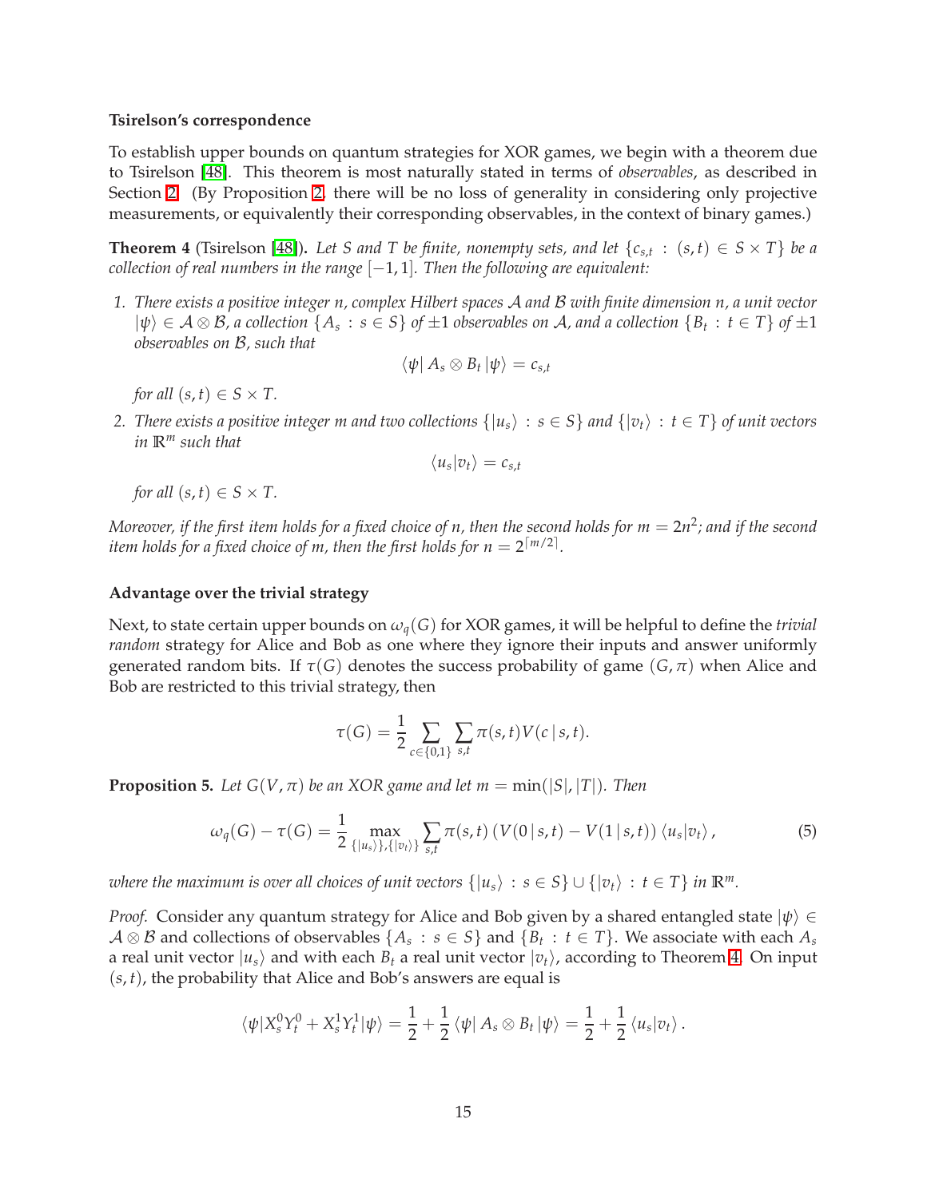**Tsirelson's correspondence**

To establish upper bounds on quantum strategies for XOR games, we begin with a theorem due to Tsirelson [48]. This theorem is most naturally stated in terms of *observables*, as described in Section 2. (By Proposition 2, there will be no loss of generality in considering only projective measurements, or equivalently their corresponding observables, in the context of binary games.)

**Theorem 4** (Tsirelson [48]). *Let $S$ and $T$ be finite, nonempty sets, and let $\{c_{s,t} : (s,t) \in S \times T\}$ be a collection of real numbers in the range $[-1,1]$. Then the following are equivalent:*

1. *There exists a positive integer $n$, complex Hilbert spaces $\mathcal{A}$ and $\mathcal{B}$ with finite dimension $n$, a unit vector $|\psi\rangle \in \mathcal{A} \otimes \mathcal{B}$, a collection $\{A_s : s \in S\}$ of $\pm 1$ observables on $\mathcal{A}$, and a collection $\{B_t : t \in T\}$ of $\pm 1$ observables on $\mathcal{B}$, such that*
$$\langle\psi| A_s \otimes B_t |\psi\rangle = c_{s,t}$$
*for all $(s,t) \in S \times T$.*

2. *There exists a positive integer $m$ and two collections $\{|u_s\rangle : s \in S\}$ and $\{|v_t\rangle : t \in T\}$ of unit vectors in $\mathbb{R}^m$ such that*
$$\langle u_s|v_t\rangle = c_{s,t}$$
*for all $(s,t) \in S \times T$.*

*Moreover, if the first item holds for a fixed choice of $n$, then the second holds for $m = 2n^2$; and if the second item holds for a fixed choice of $m$, then the first holds for $n = 2^{\lceil m/2 \rceil}$.*

**Advantage over the trivial strategy**

Next, to state certain upper bounds on $\omega_q(G)$ for XOR games, it will be helpful to define the *trivial random* strategy for Alice and Bob as one where they ignore their inputs and answer uniformly generated random bits. If $\tau(G)$ denotes the success probability of game $(G,\pi)$ when Alice and Bob are restricted to this trivial strategy, then

$$\tau(G) = \frac{1}{2} \sum_{c \in \{0,1\}} \sum_{s,t} \pi(s,t) V(c \,|\, s,t).$$

**Proposition 5.** *Let $G(V,\pi)$ be an XOR game and let $m = \min(|S|,|T|)$. Then*

$$\omega_q(G) - \tau(G) = \frac{1}{2} \max_{\{|u_s\rangle\},\{|v_t\rangle\}} \sum_{s,t} \pi(s,t) \left(V(0\,|\,s,t) - V(1\,|\,s,t)\right) \langle u_s|v_t\rangle, \tag{5}$$

*where the maximum is over all choices of unit vectors $\{|u_s\rangle : s \in S\} \cup \{|v_t\rangle : t \in T\}$ in $\mathbb{R}^m$.*

*Proof.* Consider any quantum strategy for Alice and Bob given by a shared entangled state $|\psi\rangle \in \mathcal{A} \otimes \mathcal{B}$ and collections of observables $\{A_s : s \in S\}$ and $\{B_t : t \in T\}$. We associate with each $A_s$ a real unit vector $|u_s\rangle$ and with each $B_t$ a real unit vector $|v_t\rangle$, according to Theorem 4. On input $(s,t)$, the probability that Alice and Bob's answers are equal is

$$\langle\psi| X_s^0 Y_t^0 + X_s^1 Y_t^1 |\psi\rangle = \frac{1}{2} + \frac{1}{2} \langle\psi| A_s \otimes B_t |\psi\rangle = \frac{1}{2} + \frac{1}{2} \langle u_s|v_t\rangle.$$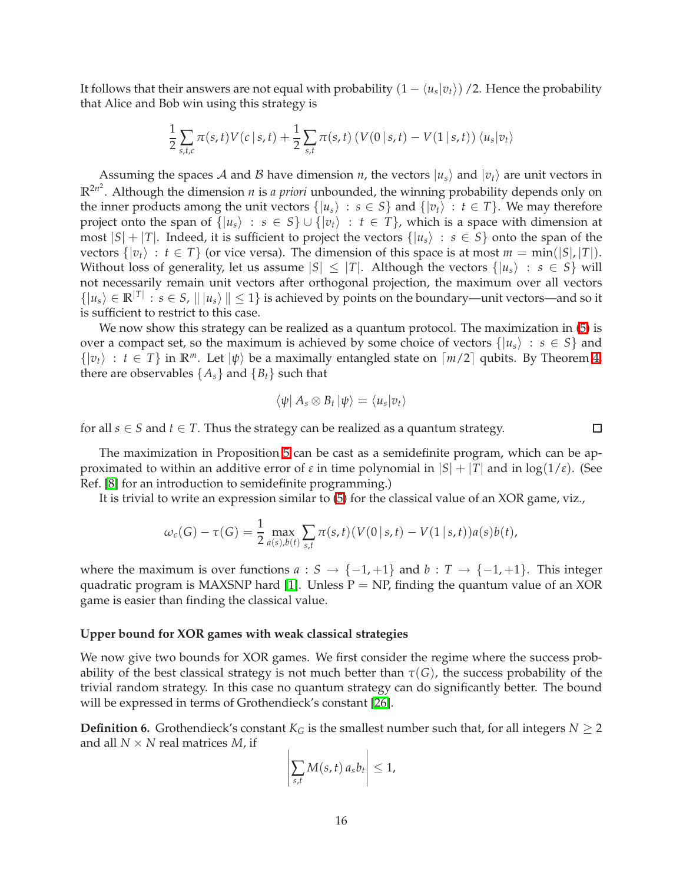It follows that their answers are not equal with probability $(1 - \langle u_s|v_t\rangle)/2$. Hence the probability that Alice and Bob win using this strategy is

$$\frac{1}{2}\sum_{s,t,c} \pi(s,t) V(c\,|\,s,t) + \frac{1}{2}\sum_{s,t} \pi(s,t)\left(V(0\,|\,s,t) - V(1\,|\,s,t)\right)\langle u_s|v_t\rangle$$

Assuming the spaces $\mathcal{A}$ and $\mathcal{B}$ have dimension $n$, the vectors $|u_s\rangle$ and $|v_t\rangle$ are unit vectors in $\mathbb{R}^{2n^2}$. Although the dimension $n$ is *a priori* unbounded, the winning probability depends only on the inner products among the unit vectors $\{|u_s\rangle : s \in S\}$ and $\{|v_t\rangle : t \in T\}$. We may therefore project onto the span of $\{|u_s\rangle : s \in S\} \cup \{|v_t\rangle : t \in T\}$, which is a space with dimension at most $|S| + |T|$. Indeed, it is sufficient to project the vectors $\{|u_s\rangle : s \in S\}$ onto the span of the vectors $\{|v_t\rangle : t \in T\}$ (or vice versa). The dimension of this space is at most $m = \min(|S|, |T|)$. Without loss of generality, let us assume $|S| \leq |T|$. Although the vectors $\{|u_s\rangle : s \in S\}$ will not necessarily remain unit vectors after orthogonal projection, the maximum over all vectors $\{|u_s\rangle \in \mathbb{R}^{|T|} : s \in S, \|\,|u_s\rangle\,\| \leq 1\}$ is achieved by points on the boundary—unit vectors—and so it is sufficient to restrict to this case.

We now show this strategy can be realized as a quantum protocol. The maximization in (5) is over a compact set, so the maximum is achieved by some choice of vectors $\{|u_s\rangle : s \in S\}$ and $\{|v_t\rangle : t \in T\}$ in $\mathbb{R}^m$. Let $|\psi\rangle$ be a maximally entangled state on $\lceil m/2 \rceil$ qubits. By Theorem 4, there are observables $\{A_s\}$ and $\{B_t\}$ such that

$$\langle\psi|\, A_s \otimes B_t\, |\psi\rangle = \langle u_s|v_t\rangle$$

for all $s \in S$ and $t \in T$. Thus the strategy can be realized as a quantum strategy. □

The maximization in Proposition 5 can be cast as a semidefinite program, which can be approximated to within an additive error of $\varepsilon$ in time polynomial in $|S| + |T|$ and in $\log(1/\varepsilon)$. (See Ref. [8] for an introduction to semidefinite programming.)

It is trivial to write an expression similar to (5) for the classical value of an XOR game, viz.,

$$\omega_c(G) - \tau(G) = \frac{1}{2}\max_{a(s),b(t)} \sum_{s,t} \pi(s,t)(V(0\,|\,s,t) - V(1\,|\,s,t))a(s)b(t),$$

where the maximum is over functions $a : S \to \{-1, +1\}$ and $b : T \to \{-1, +1\}$. This integer quadratic program is MAXSNP hard [1]. Unless P = NP, finding the quantum value of an XOR game is easier than finding the classical value.

### Upper bound for XOR games with weak classical strategies

We now give two bounds for XOR games. We first consider the regime where the success probability of the best classical strategy is not much better than $\tau(G)$, the success probability of the trivial random strategy. In this case no quantum strategy can do significantly better. The bound will be expressed in terms of Grothendieck's constant [26].

**Definition 6.** Grothendieck's constant $K_G$ is the smallest number such that, for all integers $N \geq 2$ and all $N \times N$ real matrices $M$, if

$$\left|\sum_{s,t} M(s,t)\, a_s b_t\right| \leq 1,$$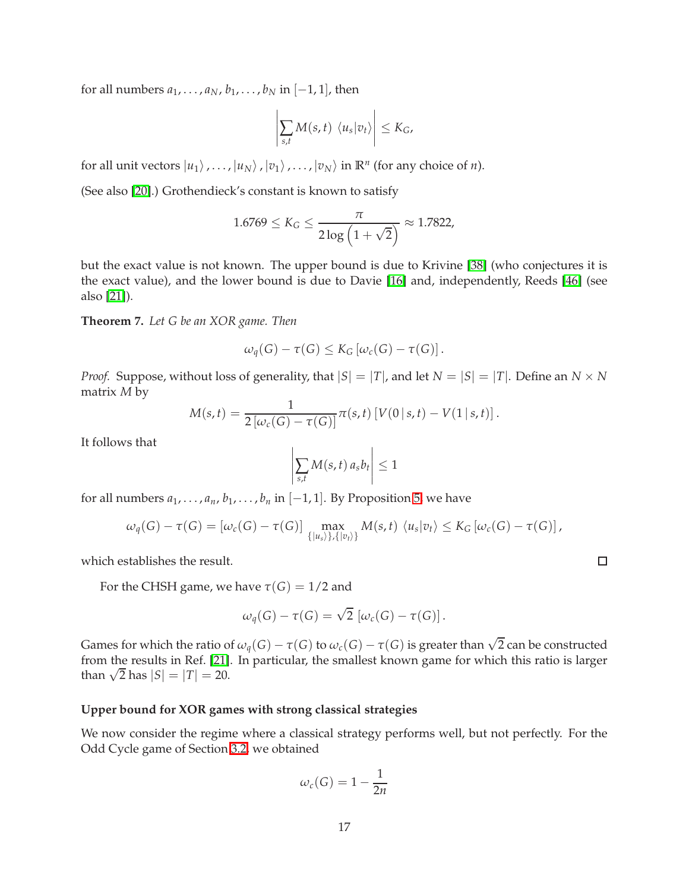for all numbers $a_1, \ldots, a_N, b_1, \ldots, b_N$ in $[-1, 1]$, then

$$\left| \sum_{s,t} M(s,t) \, \langle u_s | v_t \rangle \right| \leq K_G,$$

for all unit vectors $|u_1\rangle, \ldots, |u_N\rangle, |v_1\rangle, \ldots, |v_N\rangle$ in $\mathbb{R}^n$ (for any choice of $n$).

(See also [20].) Grothendieck's constant is known to satisfy

$$1.6769 \leq K_G \leq \frac{\pi}{2 \log\left(1 + \sqrt{2}\right)} \approx 1.7822,$$

but the exact value is not known. The upper bound is due to Krivine [38] (who conjectures it is the exact value), and the lower bound is due to Davie [16] and, independently, Reeds [46] (see also [21]).

**Theorem 7.** *Let $G$ be an XOR game. Then*

$$\omega_q(G) - \tau(G) \leq K_G \left[\omega_c(G) - \tau(G)\right].$$

*Proof.* Suppose, without loss of generality, that $|S| = |T|$, and let $N = |S| = |T|$. Define an $N \times N$ matrix $M$ by

$$M(s,t) = \frac{1}{2\left[\omega_c(G) - \tau(G)\right]} \pi(s,t) \left[V(0 \,|\, s,t) - V(1 \,|\, s,t)\right].$$

It follows that

$$\left| \sum_{s,t} M(s,t) \, a_s b_t \right| \leq 1$$

for all numbers $a_1, \ldots, a_n, b_1, \ldots, b_n$ in $[-1, 1]$. By Proposition 5 we have

$$\omega_q(G) - \tau(G) = \left[\omega_c(G) - \tau(G)\right] \max_{\{|u_s\rangle\},\{|v_t\rangle\}} M(s,t) \, \langle u_s | v_t \rangle \leq K_G \left[\omega_c(G) - \tau(G)\right],$$

which establishes the result. □

For the CHSH game, we have $\tau(G) = 1/2$ and

$$\omega_q(G) - \tau(G) = \sqrt{2} \left[\omega_c(G) - \tau(G)\right].$$

Games for which the ratio of $\omega_q(G) - \tau(G)$ to $\omega_c(G) - \tau(G)$ is greater than $\sqrt{2}$ can be constructed from the results in Ref. [21]. In particular, the smallest known game for which this ratio is larger than $\sqrt{2}$ has $|S| = |T| = 20$.

**Upper bound for XOR games with strong classical strategies**

We now consider the regime where a classical strategy performs well, but not perfectly. For the Odd Cycle game of Section 3.2, we obtained

$$\omega_c(G) = 1 - \frac{1}{2n}$$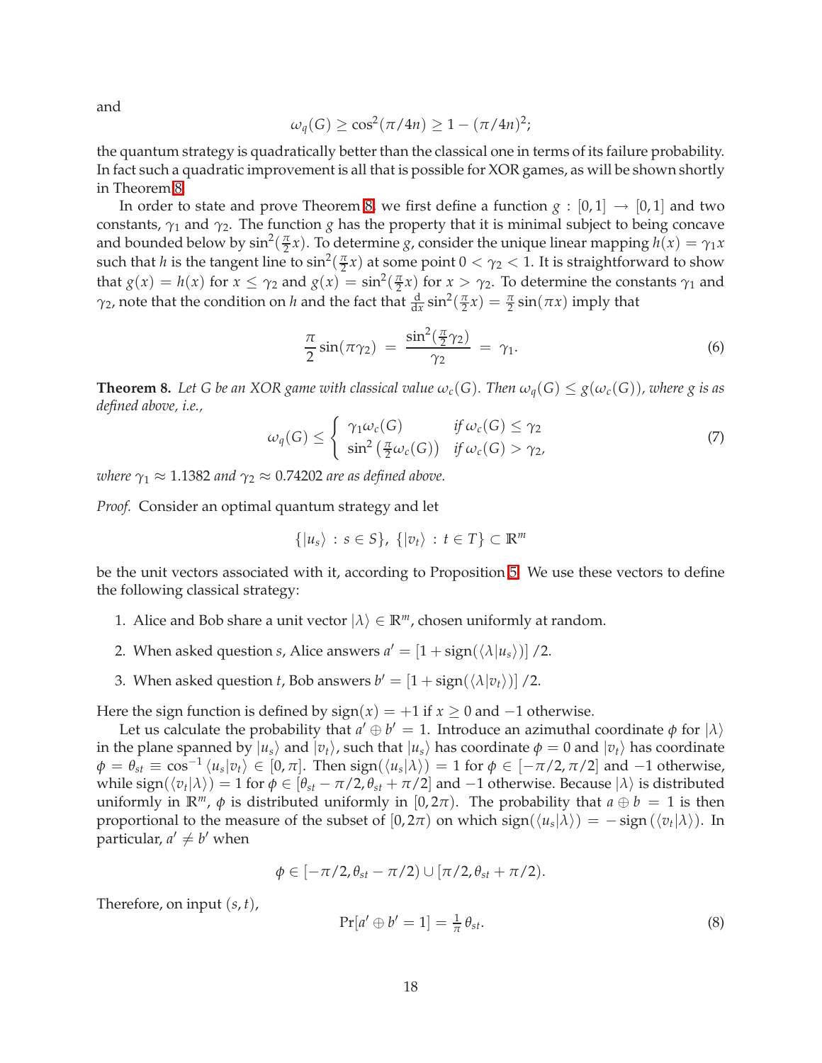and

$$\omega_q(G) \geq \cos^2(\pi/4n) \geq 1 - (\pi/4n)^2;$$

the quantum strategy is quadratically better than the classical one in terms of its failure probability. In fact such a quadratic improvement is all that is possible for XOR games, as will be shown shortly in Theorem 8.

In order to state and prove Theorem 8, we first define a function $g : [0,1] \to [0,1]$ and two constants, $\gamma_1$ and $\gamma_2$. The function $g$ has the property that it is minimal subject to being concave and bounded below by $\sin^2(\frac{\pi}{2}x)$. To determine $g$, consider the unique linear mapping $h(x) = \gamma_1 x$ such that $h$ is the tangent line to $\sin^2(\frac{\pi}{2}x)$ at some point $0 < \gamma_2 < 1$. It is straightforward to show that $g(x) = h(x)$ for $x \leq \gamma_2$ and $g(x) = \sin^2(\frac{\pi}{2}x)$ for $x > \gamma_2$. To determine the constants $\gamma_1$ and $\gamma_2$, note that the condition on $h$ and the fact that $\frac{\mathrm{d}}{\mathrm{d}x}\sin^2(\frac{\pi}{2}x) = \frac{\pi}{2}\sin(\pi x)$ imply that

$$\frac{\pi}{2}\sin(\pi\gamma_2) \;=\; \frac{\sin^2(\frac{\pi}{2}\gamma_2)}{\gamma_2} \;=\; \gamma_1. \tag{6}$$

**Theorem 8.** *Let $G$ be an XOR game with classical value $\omega_c(G)$. Then $\omega_q(G) \leq g(\omega_c(G))$, where $g$ is as defined above, i.e.,*

$$\omega_q(G) \leq \begin{cases} \gamma_1 \omega_c(G) & \text{if } \omega_c(G) \leq \gamma_2 \\ \sin^2\left(\frac{\pi}{2}\omega_c(G)\right) & \text{if } \omega_c(G) > \gamma_2, \end{cases} \tag{7}$$

*where $\gamma_1 \approx 1.1382$ and $\gamma_2 \approx 0.74202$ are as defined above.*

*Proof.* Consider an optimal quantum strategy and let

$$\{|u_s\rangle \,:\, s \in S\},\ \{|v_t\rangle \,:\, t \in T\} \subset \mathbb{R}^m$$

be the unit vectors associated with it, according to Proposition 5. We use these vectors to define the following classical strategy:

1. Alice and Bob share a unit vector $|\lambda\rangle \in \mathbb{R}^m$, chosen uniformly at random.
2. When asked question $s$, Alice answers $a' = [1 + \mathrm{sign}(\langle\lambda|u_s\rangle)]\,/2$.
3. When asked question $t$, Bob answers $b' = [1 + \mathrm{sign}(\langle\lambda|v_t\rangle)]\,/2$.

Here the sign function is defined by $\mathrm{sign}(x) = +1$ if $x \geq 0$ and $-1$ otherwise.

Let us calculate the probability that $a' \oplus b' = 1$. Introduce an azimuthal coordinate $\phi$ for $|\lambda\rangle$ in the plane spanned by $|u_s\rangle$ and $|v_t\rangle$, such that $|u_s\rangle$ has coordinate $\phi = 0$ and $|v_t\rangle$ has coordinate $\phi = \theta_{st} \equiv \cos^{-1}\langle u_s|v_t\rangle \in [0,\pi]$. Then $\mathrm{sign}(\langle u_s|\lambda\rangle) = 1$ for $\phi \in [-\pi/2, \pi/2]$ and $-1$ otherwise, while $\mathrm{sign}(\langle v_t|\lambda\rangle) = 1$ for $\phi \in [\theta_{st} - \pi/2, \theta_{st} + \pi/2]$ and $-1$ otherwise. Because $|\lambda\rangle$ is distributed uniformly in $\mathbb{R}^m$, $\phi$ is distributed uniformly in $[0, 2\pi)$. The probability that $a \oplus b = 1$ is then proportional to the measure of the subset of $[0,2\pi)$ on which $\mathrm{sign}(\langle u_s|\lambda\rangle) = -\,\mathrm{sign}\left(\langle v_t|\lambda\rangle\right)$. In particular, $a' \neq b'$ when

$$\phi \in [-\pi/2, \theta_{st} - \pi/2) \cup [\pi/2, \theta_{st} + \pi/2).$$

Therefore, on input $(s,t)$,

$$\Pr[a' \oplus b' = 1] = \tfrac{1}{\pi}\,\theta_{st}. \tag{8}$$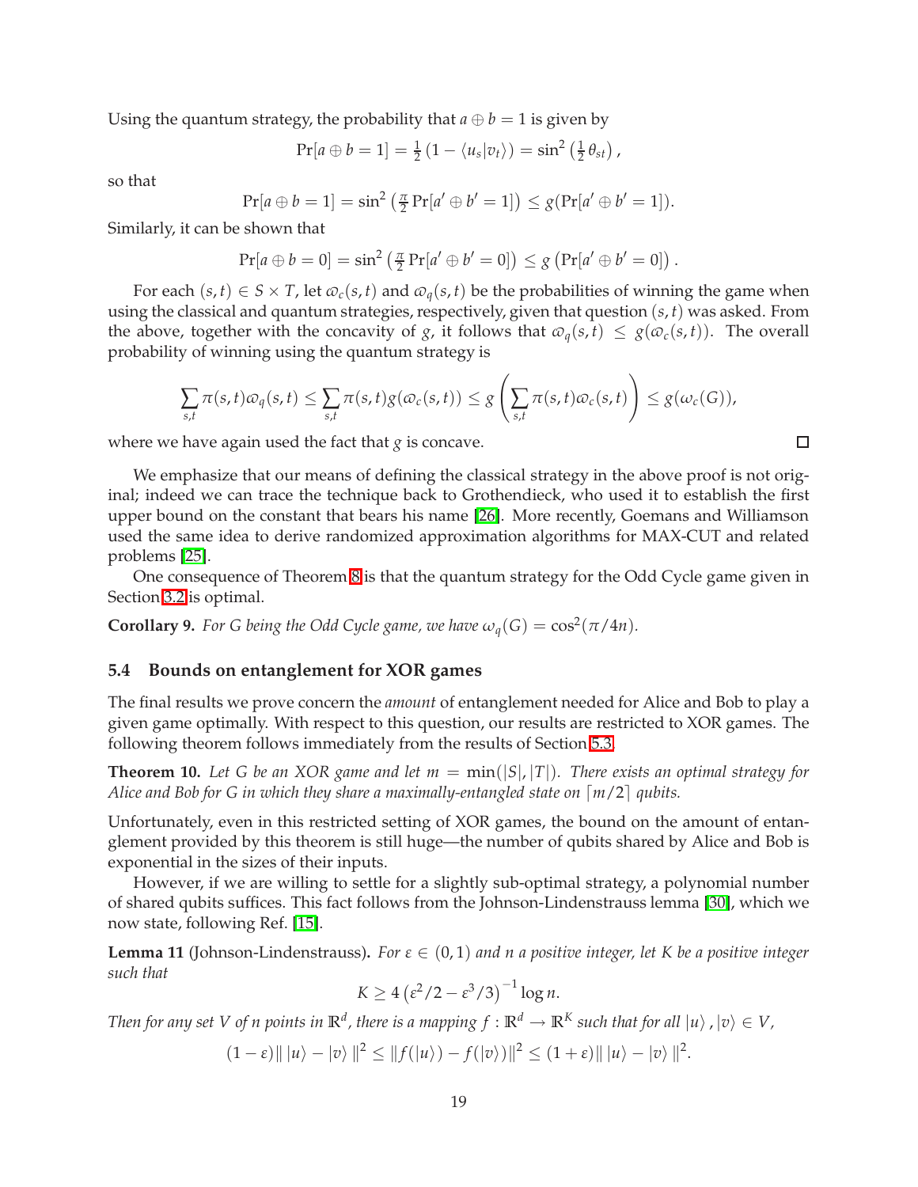Using the quantum strategy, the probability that $a \oplus b = 1$ is given by

$$\Pr[a \oplus b = 1] = \tfrac{1}{2}\left(1 - \langle u_s | v_t \rangle\right) = \sin^2\left(\tfrac{1}{2}\theta_{st}\right),$$

so that

$$\Pr[a \oplus b = 1] = \sin^2\left(\tfrac{\pi}{2}\Pr[a' \oplus b' = 1]\right) \leq g(\Pr[a' \oplus b' = 1]).$$

Similarly, it can be shown that

$$\Pr[a \oplus b = 0] = \sin^2\left(\tfrac{\pi}{2}\Pr[a' \oplus b' = 0]\right) \leq g\left(\Pr[a' \oplus b' = 0]\right).$$

For each $(s,t) \in S \times T$, let $\varpi_c(s,t)$ and $\varpi_q(s,t)$ be the probabilities of winning the game when using the classical and quantum strategies, respectively, given that question $(s,t)$ was asked. From the above, together with the concavity of $g$, it follows that $\varpi_q(s,t) \leq g(\varpi_c(s,t))$. The overall probability of winning using the quantum strategy is

$$\sum_{s,t} \pi(s,t)\varpi_q(s,t) \leq \sum_{s,t} \pi(s,t) g(\varpi_c(s,t)) \leq g\left(\sum_{s,t} \pi(s,t)\varpi_c(s,t)\right) \leq g(\omega_c(G)),$$

where we have again used the fact that $g$ is concave. □

We emphasize that our means of defining the classical strategy in the above proof is not original; indeed we can trace the technique back to Grothendieck, who used it to establish the first upper bound on the constant that bears his name [26]. More recently, Goemans and Williamson used the same idea to derive randomized approximation algorithms for MAX-CUT and related problems [25].

One consequence of Theorem 8 is that the quantum strategy for the Odd Cycle game given in Section 3.2 is optimal.

**Corollary 9.** *For $G$ being the Odd Cycle game, we have $\omega_q(G) = \cos^2(\pi/4n)$.*

### 5.4 Bounds on entanglement for XOR games

The final results we prove concern the *amount* of entanglement needed for Alice and Bob to play a given game optimally. With respect to this question, our results are restricted to XOR games. The following theorem follows immediately from the results of Section 5.3.

**Theorem 10.** *Let $G$ be an XOR game and let $m = \min(|S|, |T|)$. There exists an optimal strategy for Alice and Bob for $G$ in which they share a maximally-entangled state on $\lceil m/2 \rceil$ qubits.*

Unfortunately, even in this restricted setting of XOR games, the bound on the amount of entanglement provided by this theorem is still huge—the number of qubits shared by Alice and Bob is exponential in the sizes of their inputs.

However, if we are willing to settle for a slightly sub-optimal strategy, a polynomial number of shared qubits suffices. This fact follows from the Johnson-Lindenstrauss lemma [30], which we now state, following Ref. [15].

**Lemma 11** (Johnson-Lindenstrauss)**.** *For $\varepsilon \in (0,1)$ and $n$ a positive integer, let $K$ be a positive integer such that*

$$K \geq 4\left(\varepsilon^2/2 - \varepsilon^3/3\right)^{-1} \log n.$$

*Then for any set $V$ of $n$ points in $\mathbb{R}^d$, there is a mapping $f : \mathbb{R}^d \to \mathbb{R}^K$ such that for all $|u\rangle, |v\rangle \in V$,*

$$(1-\varepsilon)\| \, |u\rangle - |v\rangle \, \|^2 \leq \|f(|u\rangle) - f(|v\rangle)\|^2 \leq (1+\varepsilon)\| \, |u\rangle - |v\rangle \, \|^2.$$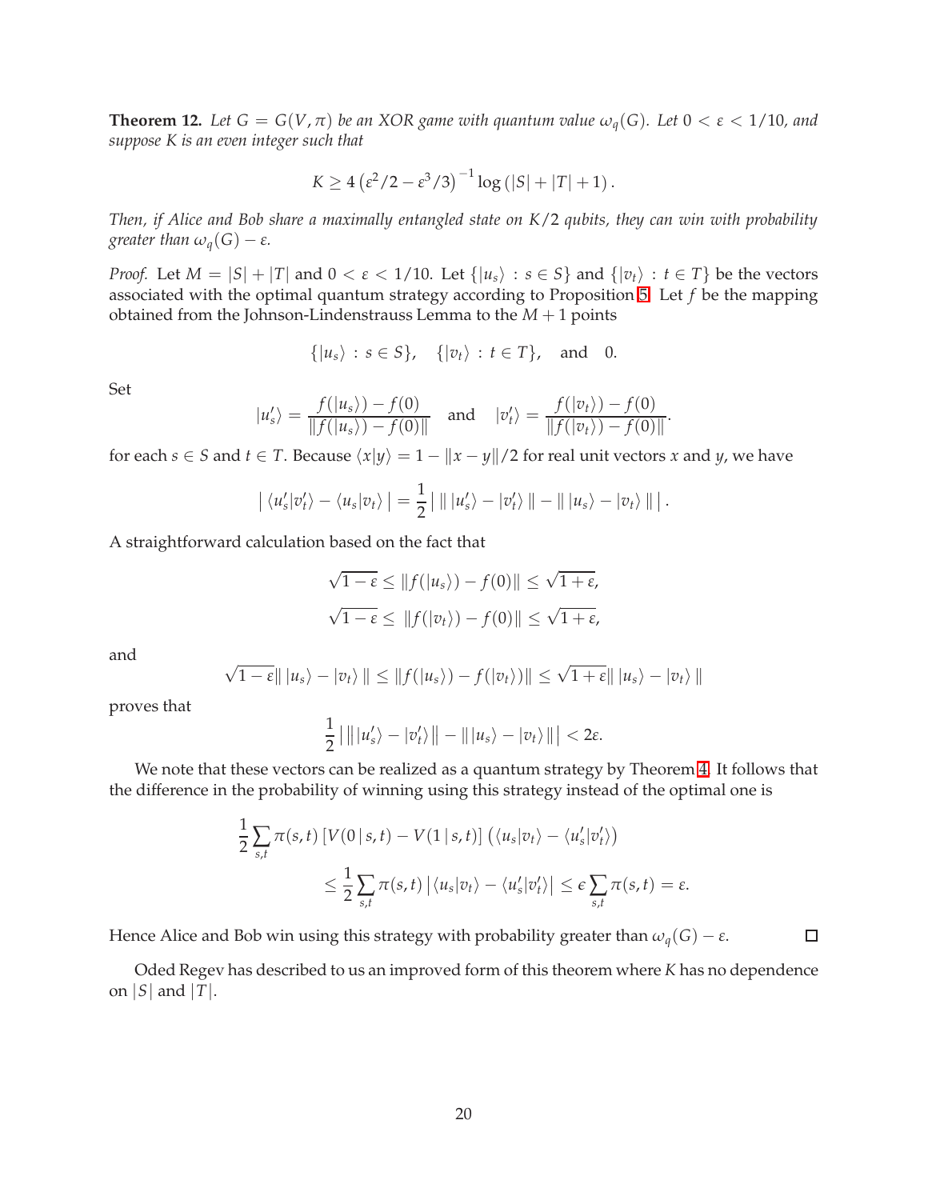**Theorem 12.** *Let $G = G(V, \pi)$ be an XOR game with quantum value $\omega_q(G)$. Let $0 < \varepsilon < 1/10$, and suppose $K$ is an even integer such that*

$$K \geq 4\left(\varepsilon^2/2 - \varepsilon^3/3\right)^{-1} \log\left(|S| + |T| + 1\right).$$

*Then, if Alice and Bob share a maximally entangled state on $K/2$ qubits, they can win with probability greater than $\omega_q(G) - \varepsilon$.*

*Proof.* Let $M = |S| + |T|$ and $0 < \varepsilon < 1/10$. Let $\{|u_s\rangle : s \in S\}$ and $\{|v_t\rangle : t \in T\}$ be the vectors associated with the optimal quantum strategy according to Proposition 5. Let $f$ be the mapping obtained from the Johnson-Lindenstrauss Lemma to the $M + 1$ points

$$\{|u_s\rangle : s \in S\}, \quad \{|v_t\rangle : t \in T\}, \quad \text{and} \quad 0.$$

Set

$$|u_s'\rangle = \frac{f(|u_s\rangle) - f(0)}{\|f(|u_s\rangle) - f(0)\|} \quad \text{and} \quad |v_t'\rangle = \frac{f(|v_t\rangle) - f(0)}{\|f(|v_t\rangle) - f(0)\|}.$$

for each $s \in S$ and $t \in T$. Because $\langle x|y\rangle = 1 - \|x - y\|/2$ for real unit vectors $x$ and $y$, we have

$$|\langle u_s'|v_t'\rangle - \langle u_s|v_t\rangle| = \frac{1}{2}\left|\, \|\,|u_s'\rangle - |v_t'\rangle\,\| - \|\,|u_s\rangle - |v_t\rangle\,\|\,\right|.$$

A straightforward calculation based on the fact that

$$\sqrt{1-\varepsilon} \leq \|f(|u_s\rangle) - f(0)\| \leq \sqrt{1+\varepsilon},$$

$$\sqrt{1-\varepsilon} \leq \|f(|v_t\rangle) - f(0)\| \leq \sqrt{1+\varepsilon},$$

and

$$\sqrt{1-\varepsilon}\|\,|u_s\rangle - |v_t\rangle\,\| \leq \|f(|u_s\rangle) - f(|v_t\rangle)\| \leq \sqrt{1+\varepsilon}\|\,|u_s\rangle - |v_t\rangle\,\|$$

proves that

$$\frac{1}{2}\left|\,\|\,|u_s'\rangle - |v_t'\rangle\| - \|\,|u_s\rangle - |v_t\rangle\|\,\right| < 2\varepsilon.$$

We note that these vectors can be realized as a quantum strategy by Theorem 4. It follows that the difference in the probability of winning using this strategy instead of the optimal one is

$$\frac{1}{2}\sum_{s,t} \pi(s,t)\left[V(0\,|\,s,t) - V(1\,|\,s,t)\right]\left(\langle u_s|v_t\rangle - \langle u_s'|v_t'\rangle\right)$$
$$\leq \frac{1}{2}\sum_{s,t} \pi(s,t)\left|\langle u_s|v_t\rangle - \langle u_s'|v_t'\rangle\right| \leq \epsilon \sum_{s,t} \pi(s,t) = \varepsilon.$$

Hence Alice and Bob win using this strategy with probability greater than $\omega_q(G) - \varepsilon$. □

Oded Regev has described to us an improved form of this theorem where $K$ has no dependence on $|S|$ and $|T|$.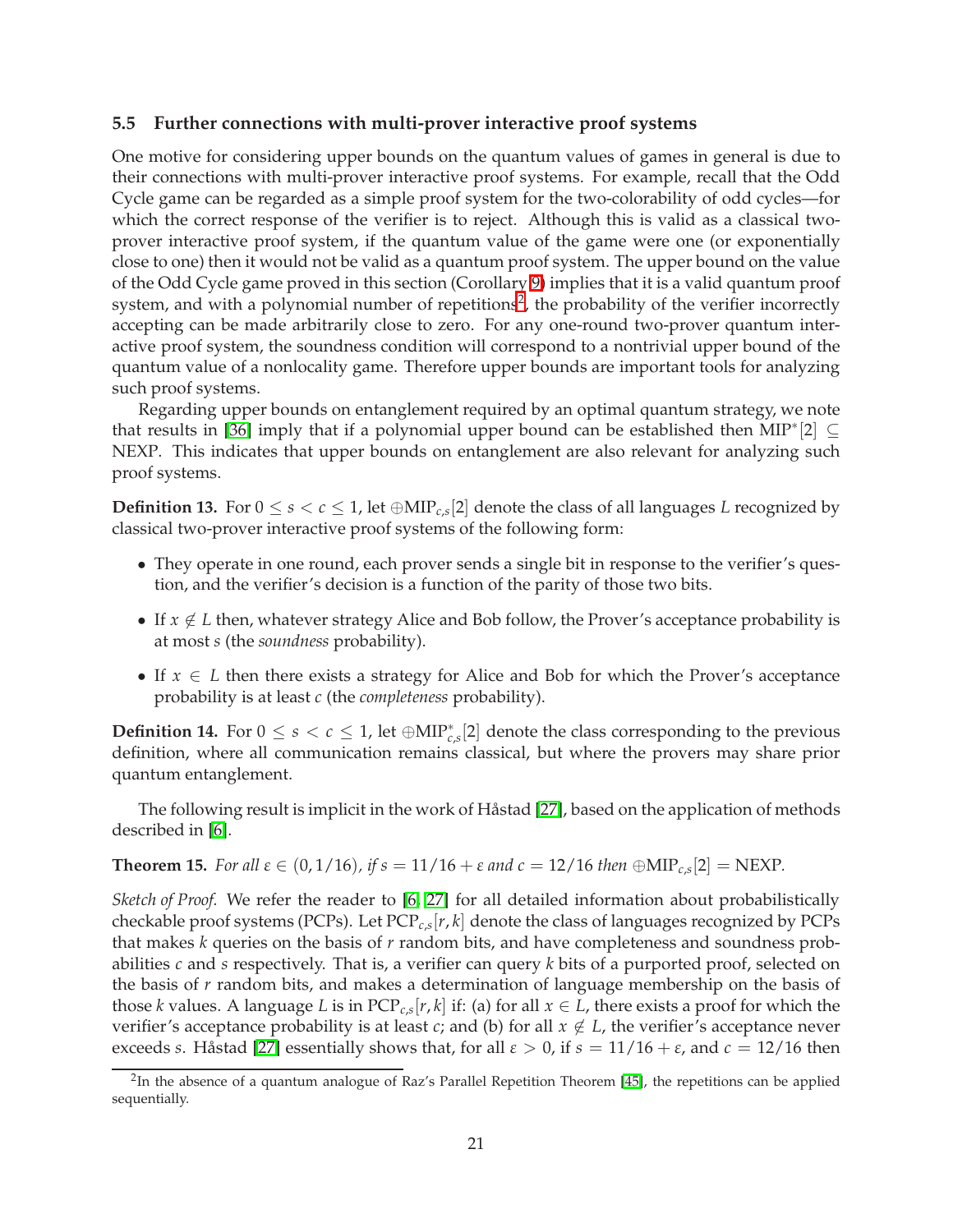### 5.5 Further connections with multi-prover interactive proof systems

One motive for considering upper bounds on the quantum values of games in general is due to their connections with multi-prover interactive proof systems. For example, recall that the Odd Cycle game can be regarded as a simple proof system for the two-colorability of odd cycles—for which the correct response of the verifier is to reject. Although this is valid as a classical two-prover interactive proof system, if the quantum value of the game were one (or exponentially close to one) then it would not be valid as a quantum proof system. The upper bound on the value of the Odd Cycle game proved in this section (Corollary 9) implies that it is a valid quantum proof system, and with a polynomial number of repetitions[2], the probability of the verifier incorrectly accepting can be made arbitrarily close to zero. For any one-round two-prover quantum interactive proof system, the soundness condition will correspond to a nontrivial upper bound of the quantum value of a nonlocality game. Therefore upper bounds are important tools for analyzing such proof systems.

Regarding upper bounds on entanglement required by an optimal quantum strategy, we note that results in [36] imply that if a polynomial upper bound can be established then $\mathrm{MIP}^*[2] \subseteq \mathrm{NEXP}$. This indicates that upper bounds on entanglement are also relevant for analyzing such proof systems.

**Definition 13.** For $0 \leq s < c \leq 1$, let $\oplus\mathrm{MIP}_{c,s}[2]$ denote the class of all languages $L$ recognized by classical two-prover interactive proof systems of the following form:

- They operate in one round, each prover sends a single bit in response to the verifier's question, and the verifier's decision is a function of the parity of those two bits.
- If $x \notin L$ then, whatever strategy Alice and Bob follow, the Prover's acceptance probability is at most $s$ (the *soundness* probability).
- If $x \in L$ then there exists a strategy for Alice and Bob for which the Prover's acceptance probability is at least $c$ (the *completeness* probability).

**Definition 14.** For $0 \leq s < c \leq 1$, let $\oplus\mathrm{MIP}^*_{c,s}[2]$ denote the class corresponding to the previous definition, where all communication remains classical, but where the provers may share prior quantum entanglement.

The following result is implicit in the work of Håstad [27], based on the application of methods described in [6].

**Theorem 15.** *For all $\varepsilon \in (0, 1/16)$, if $s = 11/16 + \varepsilon$ and $c = 12/16$ then $\oplus\mathrm{MIP}_{c,s}[2] = \mathrm{NEXP}$.*

*Sketch of Proof.* We refer the reader to [6, 27] for all detailed information about probabilistically checkable proof systems (PCPs). Let $\mathrm{PCP}_{c,s}[r,k]$ denote the class of languages recognized by PCPs that makes $k$ queries on the basis of $r$ random bits, and have completeness and soundness probabilities $c$ and $s$ respectively. That is, a verifier can query $k$ bits of a purported proof, selected on the basis of $r$ random bits, and makes a determination of language membership on the basis of those $k$ values. A language $L$ is in $\mathrm{PCP}_{c,s}[r,k]$ if: (a) for all $x \in L$, there exists a proof for which the verifier's acceptance probability is at least $c$; and (b) for all $x \notin L$, the verifier's acceptance never exceeds $s$. Håstad [27] essentially shows that, for all $\varepsilon > 0$, if $s = 11/16 + \varepsilon$, and $c = 12/16$ then

[2] In the absence of a quantum analogue of Raz's Parallel Repetition Theorem [45], the repetitions can be applied sequentially.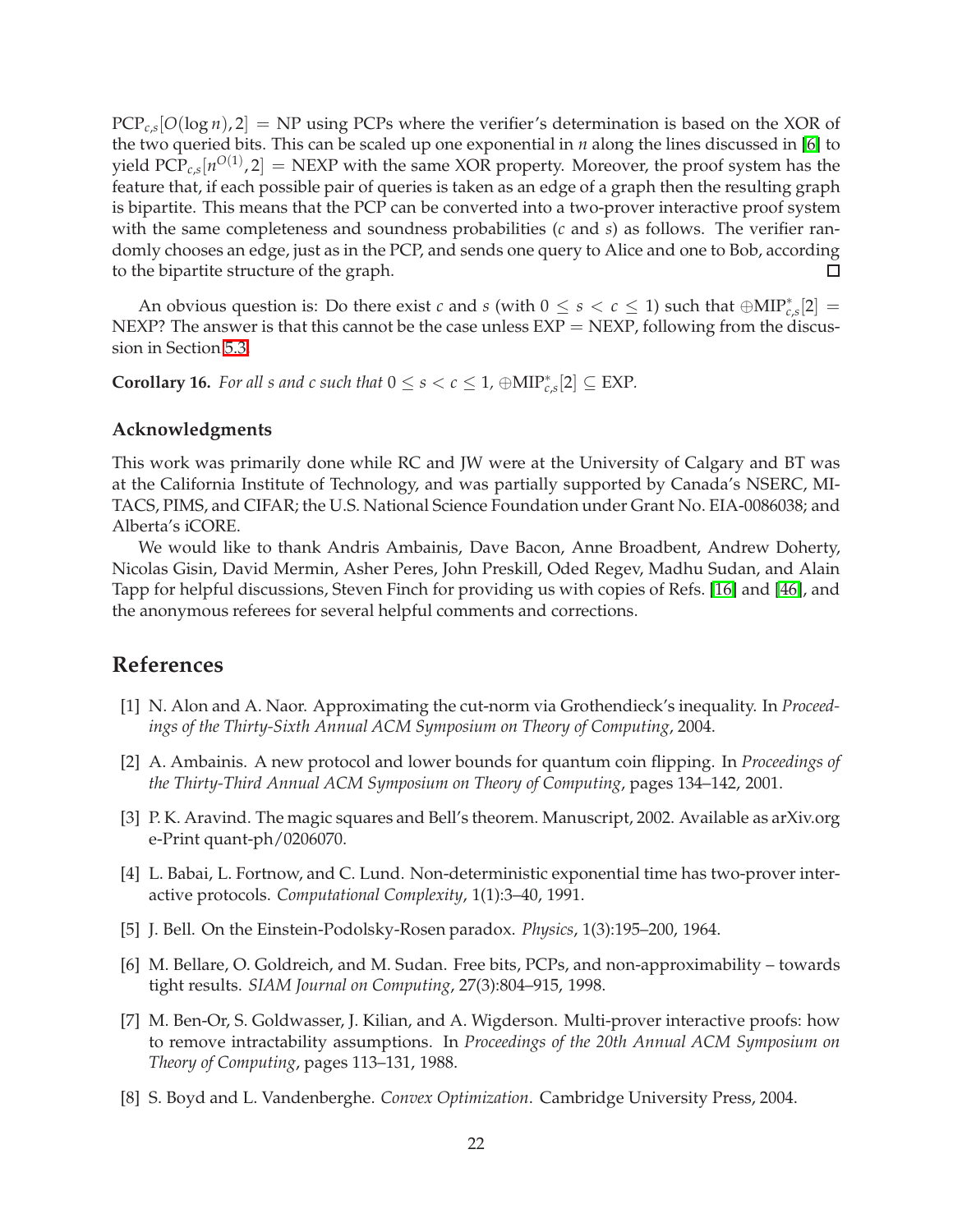$\mathrm{PCP}_{c,s}[O(\log n), 2] = \mathrm{NP}$ using PCPs where the verifier's determination is based on the XOR of the two queried bits. This can be scaled up one exponential in $n$ along the lines discussed in [6] to yield $\mathrm{PCP}_{c,s}[n^{O(1)}, 2] = \mathrm{NEXP}$ with the same XOR property. Moreover, the proof system has the feature that, if each possible pair of queries is taken as an edge of a graph then the resulting graph is bipartite. This means that the PCP can be converted into a two-prover interactive proof system with the same completeness and soundness probabilities ($c$ and $s$) as follows. The verifier randomly chooses an edge, just as in the PCP, and sends one query to Alice and one to Bob, according to the bipartite structure of the graph. □

An obvious question is: Do there exist $c$ and $s$ (with $0 \leq s < c \leq 1$) such that $\oplus\mathrm{MIP}^*_{c,s}[2] = \mathrm{NEXP}$? The answer is that this cannot be the case unless $\mathrm{EXP} = \mathrm{NEXP}$, following from the discussion in Section 5.3.

**Corollary 16.** *For all $s$ and $c$ such that $0 \leq s < c \leq 1$, $\oplus\mathrm{MIP}^*_{c,s}[2] \subseteq \mathrm{EXP}$.*

### Acknowledgments

This work was primarily done while RC and JW were at the University of Calgary and BT was at the California Institute of Technology, and was partially supported by Canada's NSERC, MITACS, PIMS, and CIFAR; the U.S. National Science Foundation under Grant No. EIA-0086038; and Alberta's iCORE.

We would like to thank Andris Ambainis, Dave Bacon, Anne Broadbent, Andrew Doherty, Nicolas Gisin, David Mermin, Asher Peres, John Preskill, Oded Regev, Madhu Sudan, and Alain Tapp for helpful discussions, Steven Finch for providing us with copies of Refs. [16] and [46], and the anonymous referees for several helpful comments and corrections.

## References

[1] N. Alon and A. Naor. Approximating the cut-norm via Grothendieck's inequality. In *Proceedings of the Thirty-Sixth Annual ACM Symposium on Theory of Computing*, 2004.

[2] A. Ambainis. A new protocol and lower bounds for quantum coin flipping. In *Proceedings of the Thirty-Third Annual ACM Symposium on Theory of Computing*, pages 134–142, 2001.

[3] P. K. Aravind. The magic squares and Bell's theorem. Manuscript, 2002. Available as arXiv.org e-Print quant-ph/0206070.

[4] L. Babai, L. Fortnow, and C. Lund. Non-deterministic exponential time has two-prover interactive protocols. *Computational Complexity*, 1(1):3–40, 1991.

[5] J. Bell. On the Einstein-Podolsky-Rosen paradox. *Physics*, 1(3):195–200, 1964.

[6] M. Bellare, O. Goldreich, and M. Sudan. Free bits, PCPs, and non-approximability – towards tight results. *SIAM Journal on Computing*, 27(3):804–915, 1998.

[7] M. Ben-Or, S. Goldwasser, J. Kilian, and A. Wigderson. Multi-prover interactive proofs: how to remove intractability assumptions. In *Proceedings of the 20th Annual ACM Symposium on Theory of Computing*, pages 113–131, 1988.

[8] S. Boyd and L. Vandenberghe. *Convex Optimization*. Cambridge University Press, 2004.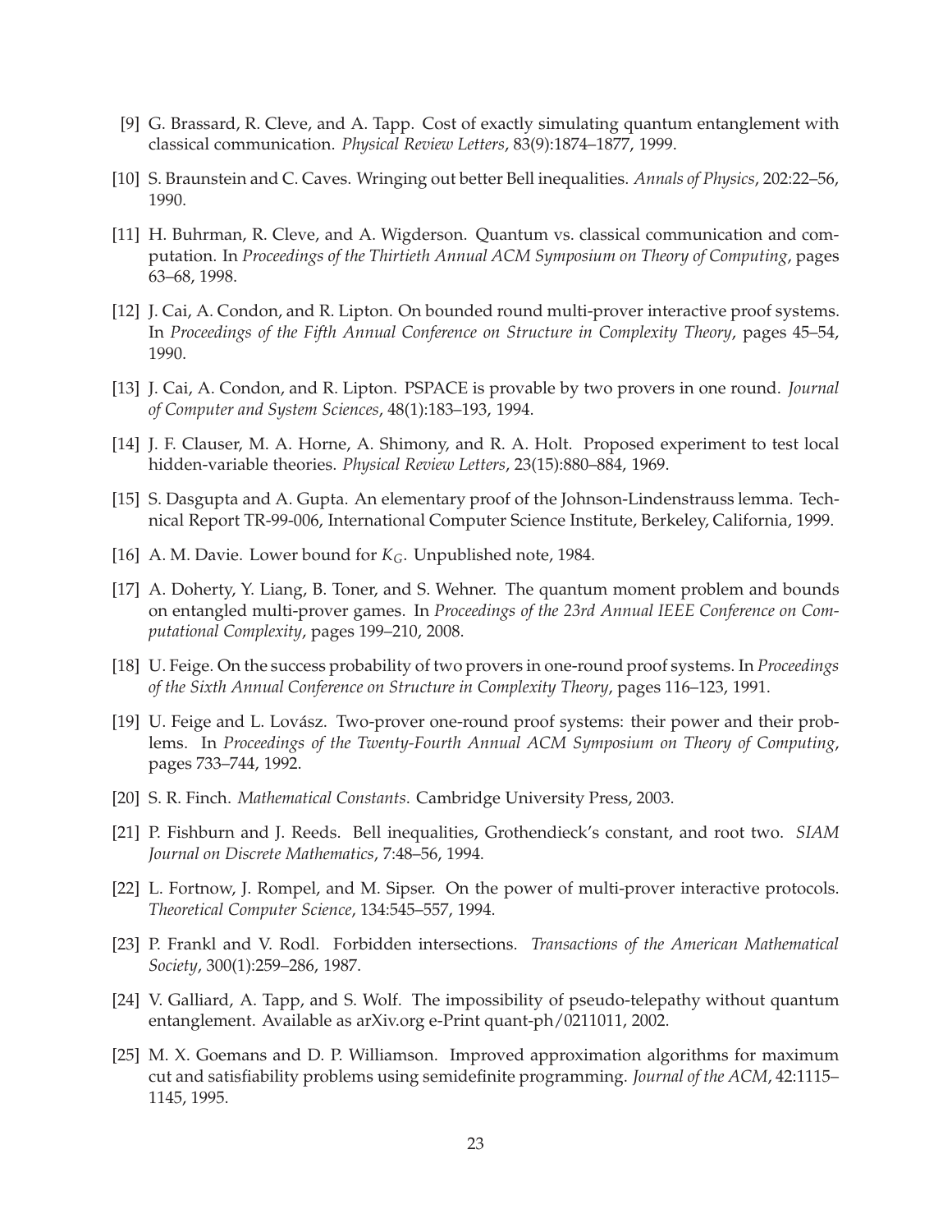[9] G. Brassard, R. Cleve, and A. Tapp. Cost of exactly simulating quantum entanglement with classical communication. *Physical Review Letters*, 83(9):1874–1877, 1999.

[10] S. Braunstein and C. Caves. Wringing out better Bell inequalities. *Annals of Physics*, 202:22–56, 1990.

[11] H. Buhrman, R. Cleve, and A. Wigderson. Quantum vs. classical communication and computation. In *Proceedings of the Thirtieth Annual ACM Symposium on Theory of Computing*, pages 63–68, 1998.

[12] J. Cai, A. Condon, and R. Lipton. On bounded round multi-prover interactive proof systems. In *Proceedings of the Fifth Annual Conference on Structure in Complexity Theory*, pages 45–54, 1990.

[13] J. Cai, A. Condon, and R. Lipton. PSPACE is provable by two provers in one round. *Journal of Computer and System Sciences*, 48(1):183–193, 1994.

[14] J. F. Clauser, M. A. Horne, A. Shimony, and R. A. Holt. Proposed experiment to test local hidden-variable theories. *Physical Review Letters*, 23(15):880–884, 1969.

[15] S. Dasgupta and A. Gupta. An elementary proof of the Johnson-Lindenstrauss lemma. Technical Report TR-99-006, International Computer Science Institute, Berkeley, California, 1999.

[16] A. M. Davie. Lower bound for $K_G$. Unpublished note, 1984.

[17] A. Doherty, Y. Liang, B. Toner, and S. Wehner. The quantum moment problem and bounds on entangled multi-prover games. In *Proceedings of the 23rd Annual IEEE Conference on Computational Complexity*, pages 199–210, 2008.

[18] U. Feige. On the success probability of two provers in one-round proof systems. In *Proceedings of the Sixth Annual Conference on Structure in Complexity Theory*, pages 116–123, 1991.

[19] U. Feige and L. Lovász. Two-prover one-round proof systems: their power and their problems. In *Proceedings of the Twenty-Fourth Annual ACM Symposium on Theory of Computing*, pages 733–744, 1992.

[20] S. R. Finch. *Mathematical Constants*. Cambridge University Press, 2003.

[21] P. Fishburn and J. Reeds. Bell inequalities, Grothendieck's constant, and root two. *SIAM Journal on Discrete Mathematics*, 7:48–56, 1994.

[22] L. Fortnow, J. Rompel, and M. Sipser. On the power of multi-prover interactive protocols. *Theoretical Computer Science*, 134:545–557, 1994.

[23] P. Frankl and V. Rodl. Forbidden intersections. *Transactions of the American Mathematical Society*, 300(1):259–286, 1987.

[24] V. Galliard, A. Tapp, and S. Wolf. The impossibility of pseudo-telepathy without quantum entanglement. Available as arXiv.org e-Print quant-ph/0211011, 2002.

[25] M. X. Goemans and D. P. Williamson. Improved approximation algorithms for maximum cut and satisfiability problems using semidefinite programming. *Journal of the ACM*, 42:1115–1145, 1995.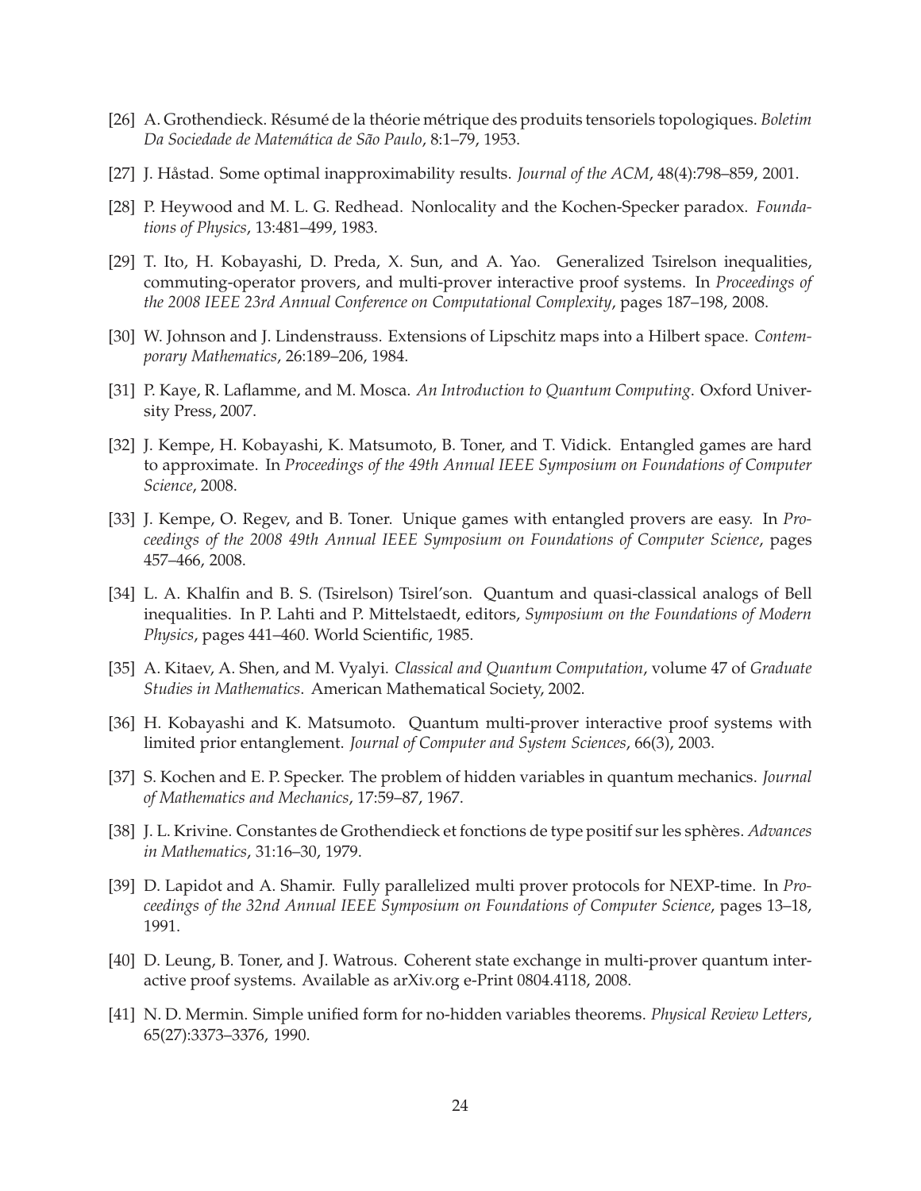[26] A. Grothendieck. Résumé de la théorie métrique des produits tensoriels topologiques. *Boletim Da Sociedade de Matemática de São Paulo*, 8:1–79, 1953.

[27] J. Håstad. Some optimal inapproximability results. *Journal of the ACM*, 48(4):798–859, 2001.

[28] P. Heywood and M. L. G. Redhead. Nonlocality and the Kochen-Specker paradox. *Foundations of Physics*, 13:481–499, 1983.

[29] T. Ito, H. Kobayashi, D. Preda, X. Sun, and A. Yao. Generalized Tsirelson inequalities, commuting-operator provers, and multi-prover interactive proof systems. In *Proceedings of the 2008 IEEE 23rd Annual Conference on Computational Complexity*, pages 187–198, 2008.

[30] W. Johnson and J. Lindenstrauss. Extensions of Lipschitz maps into a Hilbert space. *Contemporary Mathematics*, 26:189–206, 1984.

[31] P. Kaye, R. Laflamme, and M. Mosca. *An Introduction to Quantum Computing*. Oxford University Press, 2007.

[32] J. Kempe, H. Kobayashi, K. Matsumoto, B. Toner, and T. Vidick. Entangled games are hard to approximate. In *Proceedings of the 49th Annual IEEE Symposium on Foundations of Computer Science*, 2008.

[33] J. Kempe, O. Regev, and B. Toner. Unique games with entangled provers are easy. In *Proceedings of the 2008 49th Annual IEEE Symposium on Foundations of Computer Science*, pages 457–466, 2008.

[34] L. A. Khalfin and B. S. (Tsirelson) Tsirel'son. Quantum and quasi-classical analogs of Bell inequalities. In P. Lahti and P. Mittelstaedt, editors, *Symposium on the Foundations of Modern Physics*, pages 441–460. World Scientific, 1985.

[35] A. Kitaev, A. Shen, and M. Vyalyi. *Classical and Quantum Computation*, volume 47 of *Graduate Studies in Mathematics*. American Mathematical Society, 2002.

[36] H. Kobayashi and K. Matsumoto. Quantum multi-prover interactive proof systems with limited prior entanglement. *Journal of Computer and System Sciences*, 66(3), 2003.

[37] S. Kochen and E. P. Specker. The problem of hidden variables in quantum mechanics. *Journal of Mathematics and Mechanics*, 17:59–87, 1967.

[38] J. L. Krivine. Constantes de Grothendieck et fonctions de type positif sur les sphères. *Advances in Mathematics*, 31:16–30, 1979.

[39] D. Lapidot and A. Shamir. Fully parallelized multi prover protocols for NEXP-time. In *Proceedings of the 32nd Annual IEEE Symposium on Foundations of Computer Science*, pages 13–18, 1991.

[40] D. Leung, B. Toner, and J. Watrous. Coherent state exchange in multi-prover quantum interactive proof systems. Available as arXiv.org e-Print 0804.4118, 2008.

[41] N. D. Mermin. Simple unified form for no-hidden variables theorems. *Physical Review Letters*, 65(27):3373–3376, 1990.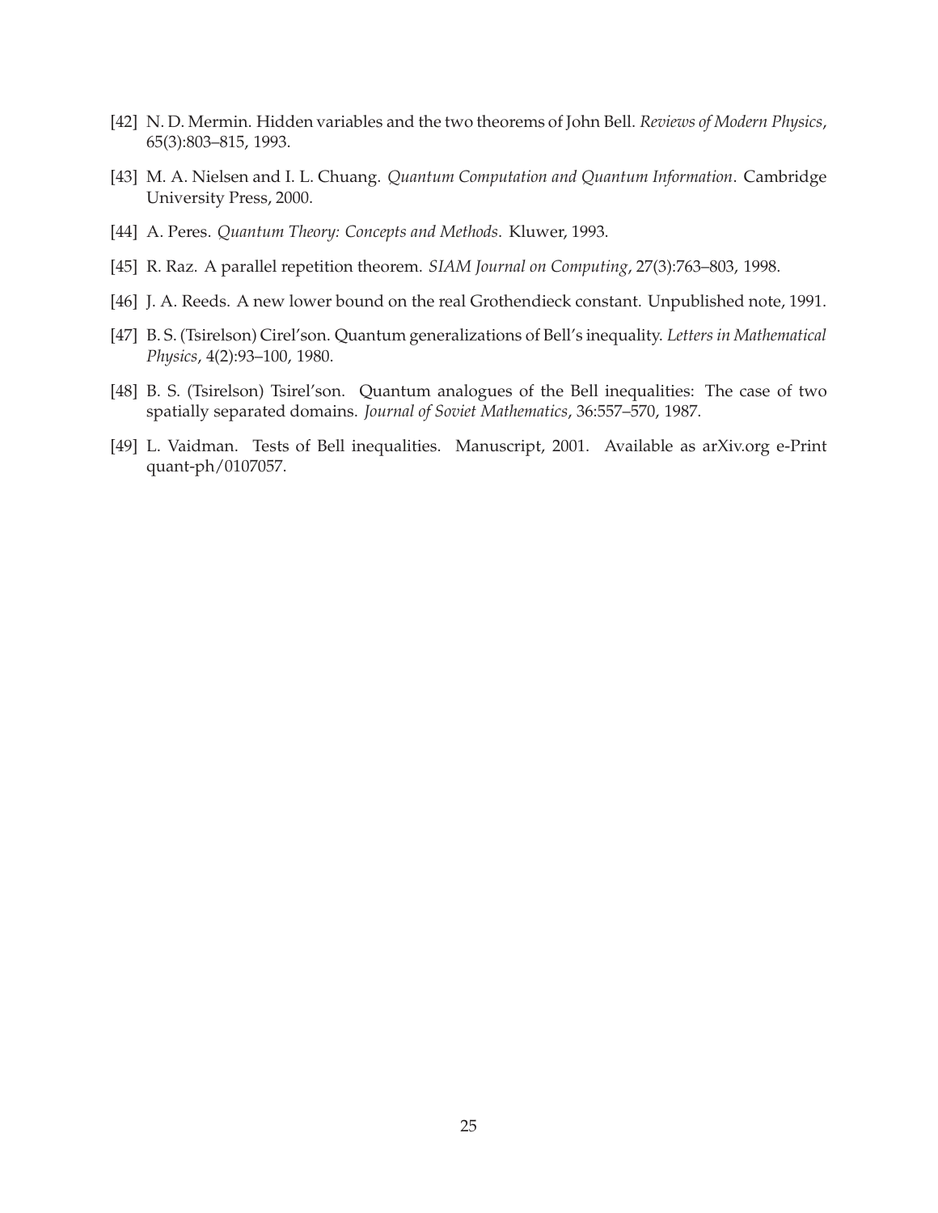[42] N. D. Mermin. Hidden variables and the two theorems of John Bell. *Reviews of Modern Physics*, 65(3):803–815, 1993.

[43] M. A. Nielsen and I. L. Chuang. *Quantum Computation and Quantum Information*. Cambridge University Press, 2000.

[44] A. Peres. *Quantum Theory: Concepts and Methods*. Kluwer, 1993.

[45] R. Raz. A parallel repetition theorem. *SIAM Journal on Computing*, 27(3):763–803, 1998.

[46] J. A. Reeds. A new lower bound on the real Grothendieck constant. Unpublished note, 1991.

[47] B. S. (Tsirelson) Cirel'son. Quantum generalizations of Bell's inequality. *Letters in Mathematical Physics*, 4(2):93–100, 1980.

[48] B. S. (Tsirelson) Tsirel'son. Quantum analogues of the Bell inequalities: The case of two spatially separated domains. *Journal of Soviet Mathematics*, 36:557–570, 1987.

[49] L. Vaidman. Tests of Bell inequalities. Manuscript, 2001. Available as arXiv.org e-Print quant-ph/0107057.